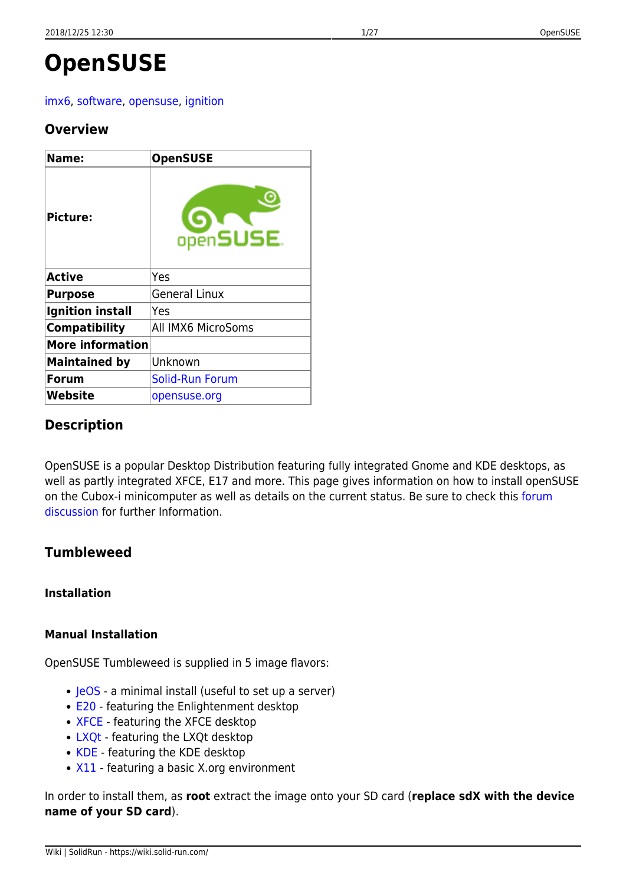# OpenSUSE

imx6, software, opensuse, ignition

## Overview

| Name: | OpenSUSE |
|---|---|
| Picture: | |
| Active | Yes |
| Purpose | General Linux |
| Ignition install | Yes |
| Compatibility | All IMX6 MicroSoms |
| More information | |
| Maintained by | Unknown |
| Forum | Solid-Run Forum |
| Website | opensuse.org |

## Description

OpenSUSE is a popular Desktop Distribution featuring fully integrated Gnome and KDE desktops, as well as partly integrated XFCE, E17 and more. This page gives information on how to install openSUSE on the Cubox-i minicomputer as well as details on the current status. Be sure to check this forum discussion for further Information.

## Tumbleweed

### Installation

#### Manual Installation

OpenSUSE Tumbleweed is supplied in 5 image flavors:

- JeOS - a minimal install (useful to set up a server)
- E20 - featuring the Enlightenment desktop
- XFCE - featuring the XFCE desktop
- LXQt - featuring the LXQt desktop
- KDE - featuring the KDE desktop
- X11 - featuring a basic X.org environment

In order to install them, as **root** extract the image onto your SD card (**replace sdX with the device name of your SD card**).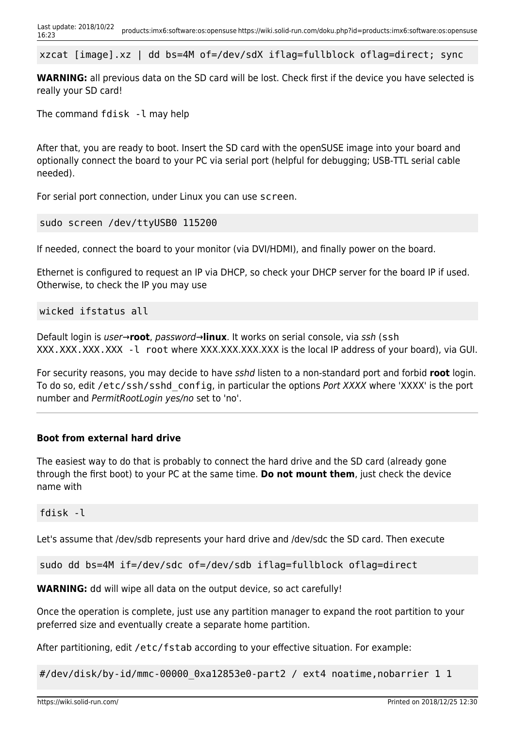```
xzcat [image].xz | dd bs=4M of=/dev/sdX iflag=fullblock oflag=direct; sync
```

**WARNING:** all previous data on the SD card will be lost. Check first if the device you have selected is really your SD card!

The command `fdisk -l` may help

After that, you are ready to boot. Insert the SD card with the openSUSE image into your board and optionally connect the board to your PC via serial port (helpful for debugging; USB-TTL serial cable needed).

For serial port connection, under Linux you can use `screen`.

```
sudo screen /dev/ttyUSB0 115200
```

If needed, connect the board to your monitor (via DVI/HDMI), and finally power on the board.

Ethernet is configured to request an IP via DHCP, so check your DHCP server for the board IP if used. Otherwise, to check the IP you may use

```
wicked ifstatus all
```

Default login is *user*→**root**, *password*→**linux**. It works on serial console, via *ssh* (`ssh XXX.XXX.XXX.XXX -l root` where XXX.XXX.XXX.XXX is the local IP address of your board), via GUI.

For security reasons, you may decide to have *sshd* listen to a non-standard port and forbid **root** login. To do so, edit `/etc/ssh/sshd_config`, in particular the options *Port XXXX* where 'XXXX' is the port number and *PermitRootLogin yes/no* set to 'no'.

---

**Boot from external hard drive**

The easiest way to do that is probably to connect the hard drive and the SD card (already gone through the first boot) to your PC at the same time. **Do not mount them**, just check the device name with

```
fdisk -l
```

Let's assume that /dev/sdb represents your hard drive and /dev/sdc the SD card. Then execute

```
sudo dd bs=4M if=/dev/sdc of=/dev/sdb iflag=fullblock oflag=direct
```

**WARNING:** dd will wipe all data on the output device, so act carefully!

Once the operation is complete, just use any partition manager to expand the root partition to your preferred size and eventually create a separate home partition.

After partitioning, edit `/etc/fstab` according to your effective situation. For example:

```
#/dev/disk/by-id/mmc-00000_0xa12853e0-part2 / ext4 noatime,nobarrier 1 1
```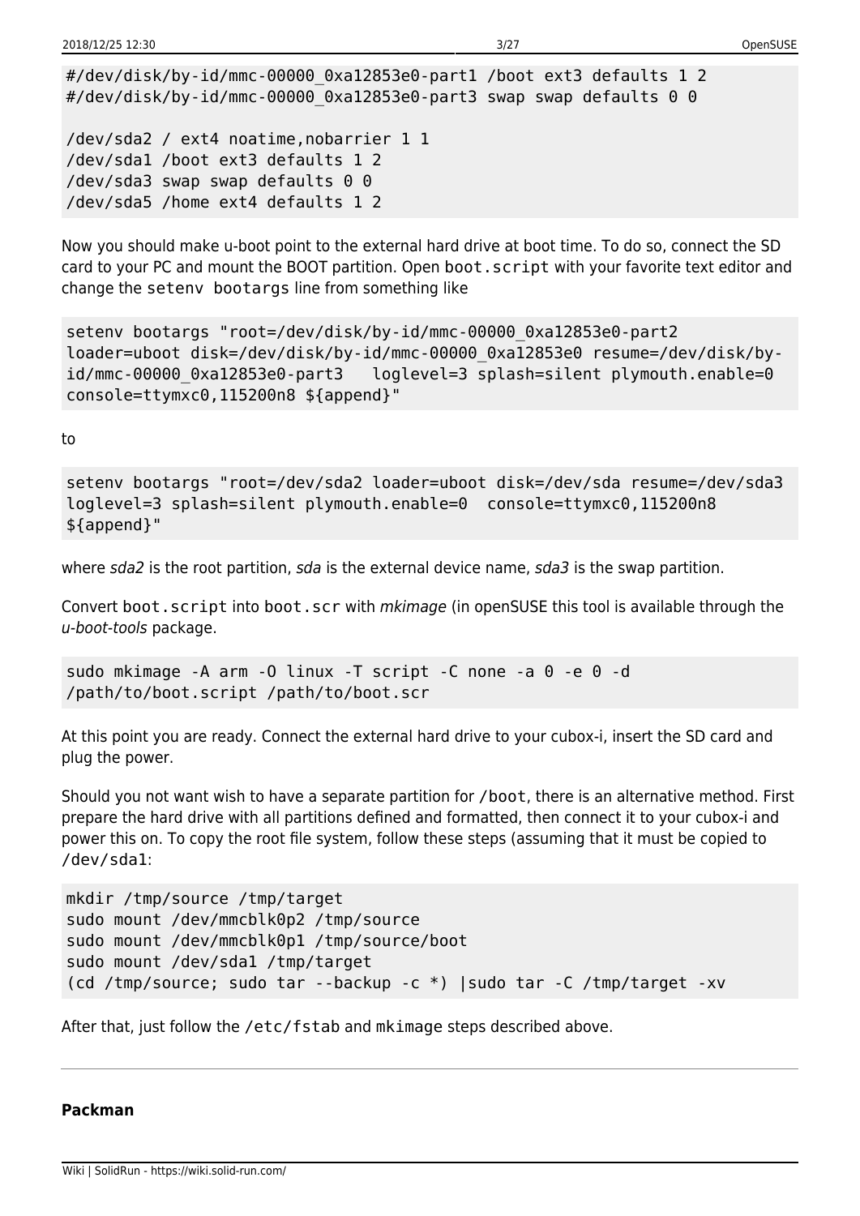```
#/dev/disk/by-id/mmc-00000_0xa12853e0-part1 /boot ext3 defaults 1 2
#/dev/disk/by-id/mmc-00000_0xa12853e0-part3 swap swap defaults 0 0

/dev/sda2 / ext4 noatime,nobarrier 1 1
/dev/sda1 /boot ext3 defaults 1 2
/dev/sda3 swap swap defaults 0 0
/dev/sda5 /home ext4 defaults 1 2
```

Now you should make u-boot point to the external hard drive at boot time. To do so, connect the SD card to your PC and mount the BOOT partition. Open `boot.script` with your favorite text editor and change the `setenv bootargs` line from something like

```
setenv bootargs "root=/dev/disk/by-id/mmc-00000_0xa12853e0-part2
loader=uboot disk=/dev/disk/by-id/mmc-00000_0xa12853e0 resume=/dev/disk/by-id/mmc-00000_0xa12853e0-part3   loglevel=3 splash=silent plymouth.enable=0
console=ttymxc0,115200n8 ${append}"
```

to

```
setenv bootargs "root=/dev/sda2 loader=uboot disk=/dev/sda resume=/dev/sda3
loglevel=3 splash=silent plymouth.enable=0  console=ttymxc0,115200n8
${append}"
```

where *sda2* is the root partition, *sda* is the external device name, *sda3* is the swap partition.

Convert `boot.script` into `boot.scr` with *mkimage* (in openSUSE this tool is available through the *u-boot-tools* package.

```
sudo mkimage -A arm -O linux -T script -C none -a 0 -e 0 -d
/path/to/boot.script /path/to/boot.scr
```

At this point you are ready. Connect the external hard drive to your cubox-i, insert the SD card and plug the power.

Should you not want wish to have a separate partition for `/boot`, there is an alternative method. First prepare the hard drive with all partitions defined and formatted, then connect it to your cubox-i and power this on. To copy the root file system, follow these steps (assuming that it must be copied to `/dev/sda1`:

```
mkdir /tmp/source /tmp/target
sudo mount /dev/mmcblk0p2 /tmp/source
sudo mount /dev/mmcblk0p1 /tmp/source/boot
sudo mount /dev/sda1 /tmp/target
(cd /tmp/source; sudo tar --backup -c *) |sudo tar -C /tmp/target -xv
```

After that, just follow the `/etc/fstab` and `mkimage` steps described above.

---

**Packman**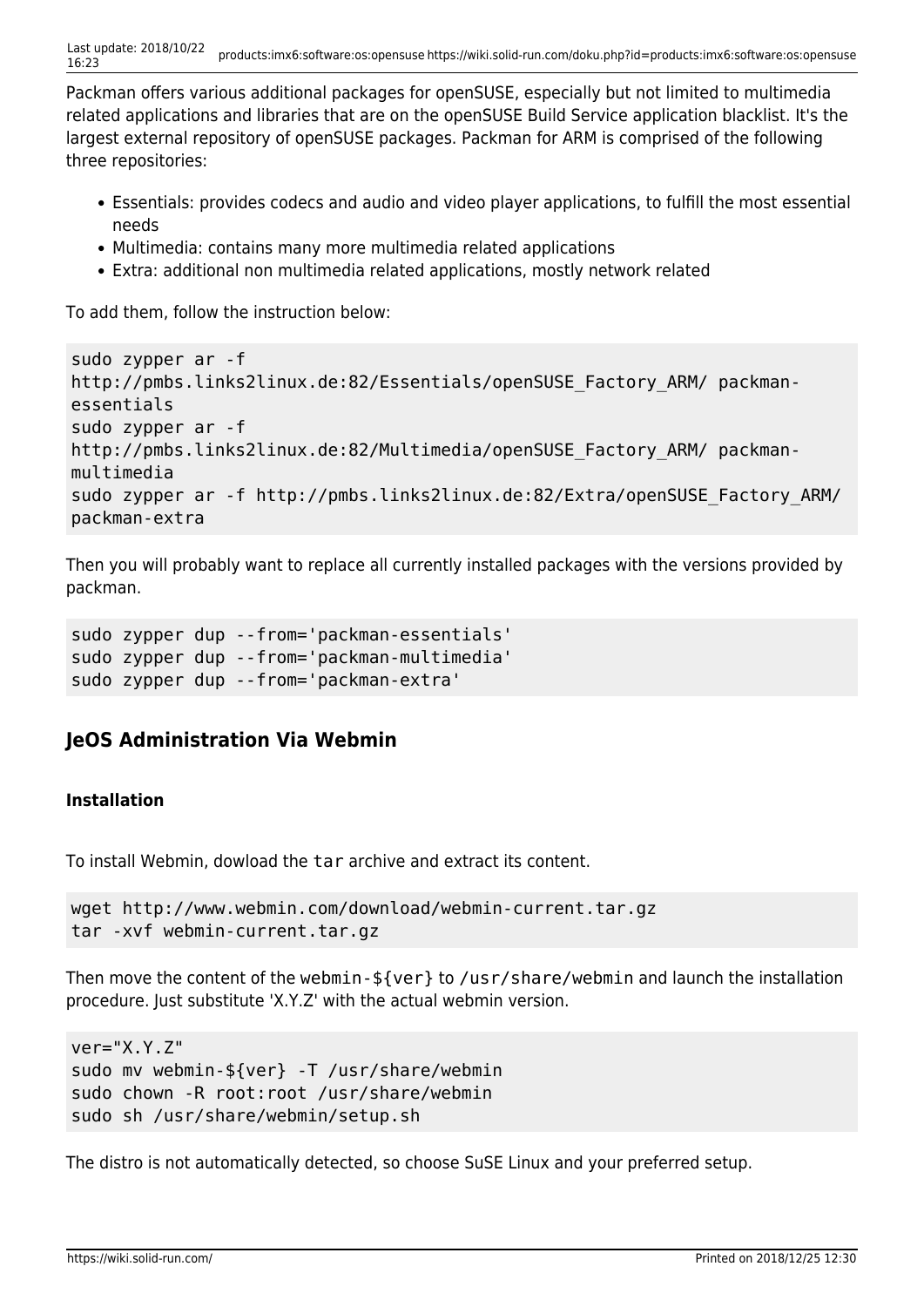Packman offers various additional packages for openSUSE, especially but not limited to multimedia related applications and libraries that are on the openSUSE Build Service application blacklist. It's the largest external repository of openSUSE packages. Packman for ARM is comprised of the following three repositories:

- Essentials: provides codecs and audio and video player applications, to fulfill the most essential needs
- Multimedia: contains many more multimedia related applications
- Extra: additional non multimedia related applications, mostly network related

To add them, follow the instruction below:

```
sudo zypper ar -f
http://pmbs.links2linux.de:82/Essentials/openSUSE_Factory_ARM/ packman-
essentials
sudo zypper ar -f
http://pmbs.links2linux.de:82/Multimedia/openSUSE_Factory_ARM/ packman-
multimedia
sudo zypper ar -f http://pmbs.links2linux.de:82/Extra/openSUSE_Factory_ARM/
packman-extra
```

Then you will probably want to replace all currently installed packages with the versions provided by packman.

```
sudo zypper dup --from='packman-essentials'
sudo zypper dup --from='packman-multimedia'
sudo zypper dup --from='packman-extra'
```

## JeOS Administration Via Webmin

### Installation

To install Webmin, dowload the `tar` archive and extract its content.

```
wget http://www.webmin.com/download/webmin-current.tar.gz
tar -xvf webmin-current.tar.gz
```

Then move the content of the `webmin-${ver}` to `/usr/share/webmin` and launch the installation procedure. Just substitute 'X.Y.Z' with the actual webmin version.

```
ver="X.Y.Z"
sudo mv webmin-${ver} -T /usr/share/webmin
sudo chown -R root:root /usr/share/webmin
sudo sh /usr/share/webmin/setup.sh
```

The distro is not automatically detected, so choose SuSE Linux and your preferred setup.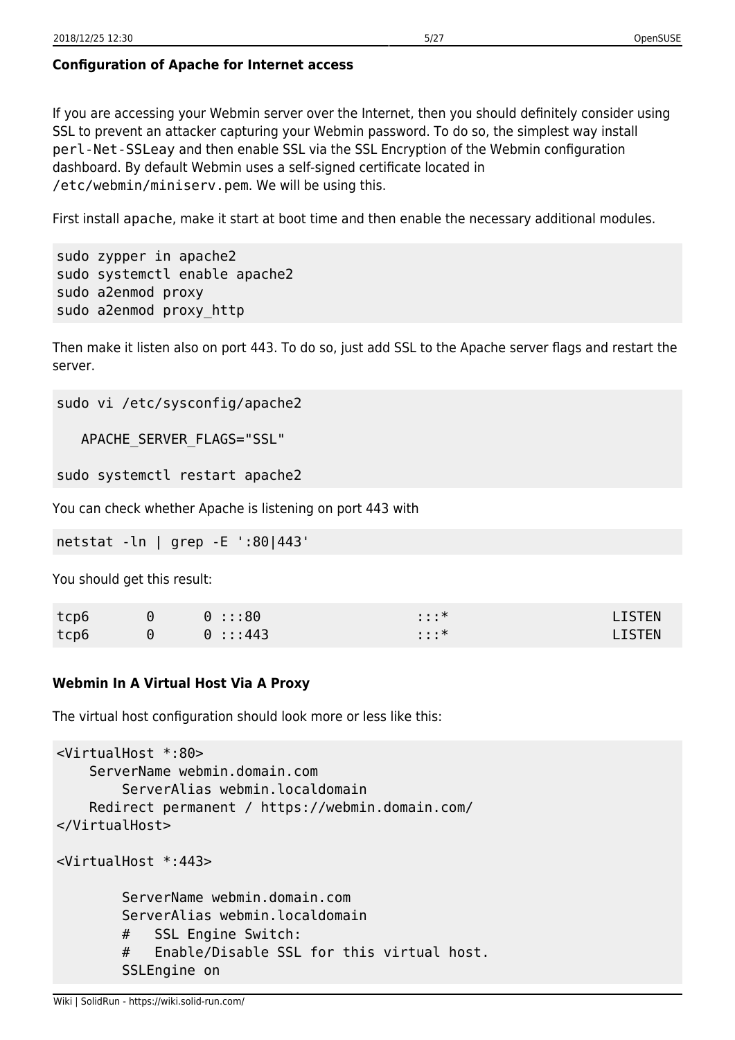#### Configuration of Apache for Internet access

If you are accessing your Webmin server over the Internet, then you should definitely consider using SSL to prevent an attacker capturing your Webmin password. To do so, the simplest way install `perl-Net-SSLeay` and then enable SSL via the SSL Encryption of the Webmin configuration dashboard. By default Webmin uses a self-signed certificate located in `/etc/webmin/miniserv.pem`. We will be using this.

First install `apache`, make it start at boot time and then enable the necessary additional modules.

```
sudo zypper in apache2
sudo systemctl enable apache2
sudo a2enmod proxy
sudo a2enmod proxy_http
```

Then make it listen also on port 443. To do so, just add SSL to the Apache server flags and restart the server.

```
sudo vi /etc/sysconfig/apache2

   APACHE_SERVER_FLAGS="SSL"

sudo systemctl restart apache2
```

You can check whether Apache is listening on port 443 with

```
netstat -ln | grep -E ':80|443'
```

You should get this result:

```
tcp6       0      0 :::80                   :::*                    LISTEN
tcp6       0      0 :::443                  :::*                    LISTEN
```

#### Webmin In A Virtual Host Via A Proxy

The virtual host configuration should look more or less like this:

```
<VirtualHost *:80>
    ServerName webmin.domain.com
        ServerAlias webmin.localdomain
    Redirect permanent / https://webmin.domain.com/
</VirtualHost>

<VirtualHost *:443>

        ServerName webmin.domain.com
        ServerAlias webmin.localdomain
        #   SSL Engine Switch:
        #   Enable/Disable SSL for this virtual host.
        SSLEngine on
```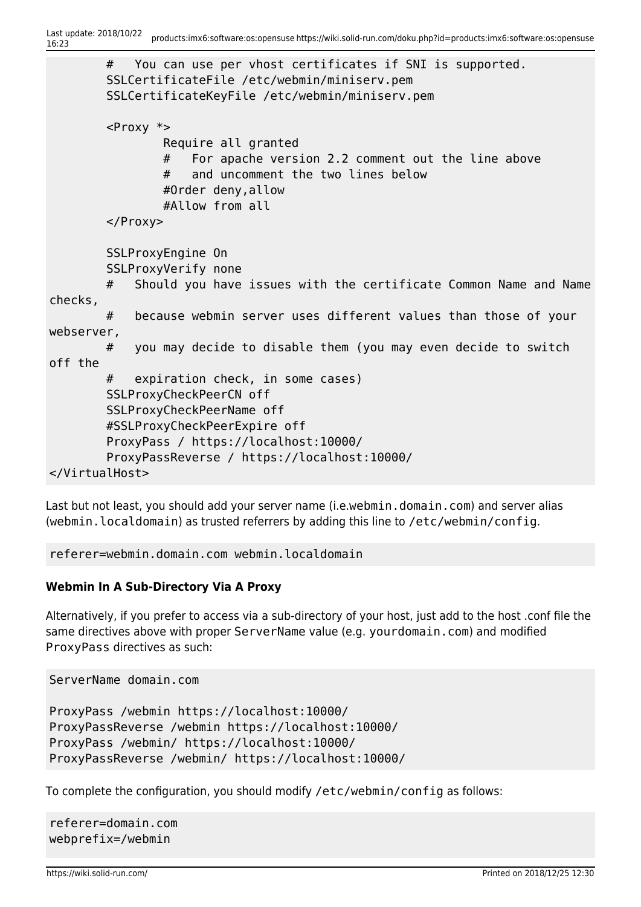```
        #   You can use per vhost certificates if SNI is supported.
        SSLCertificateFile /etc/webmin/miniserv.pem
        SSLCertificateKeyFile /etc/webmin/miniserv.pem

        <Proxy *>
                Require all granted
                #   For apache version 2.2 comment out the line above
                #   and uncomment the two lines below
                #Order deny,allow
                #Allow from all
        </Proxy>

        SSLProxyEngine On
        SSLProxyVerify none
        #   Should you have issues with the certificate Common Name and Name checks,
        #   because webmin server uses different values than those of your webserver,
        #   you may decide to disable them (you may even decide to switch off the
        #   expiration check, in some cases)
        SSLProxyCheckPeerCN off
        SSLProxyCheckPeerName off
        #SSLProxyCheckPeerExpire off
        ProxyPass / https://localhost:10000/
        ProxyPassReverse / https://localhost:10000/
</VirtualHost>
```

Last but not least, you should add your server name (i.e.`webmin.domain.com`) and server alias (`webmin.localdomain`) as trusted referrers by adding this line to `/etc/webmin/config`.

```
referer=webmin.domain.com webmin.localdomain
```

**Webmin In A Sub-Directory Via A Proxy**

Alternatively, if you prefer to access via a sub-directory of your host, just add to the host .conf file the same directives above with proper `ServerName` value (e.g. `yourdomain.com`) and modified `ProxyPass` directives as such:

```
ServerName domain.com

ProxyPass /webmin https://localhost:10000/
ProxyPassReverse /webmin https://localhost:10000/
ProxyPass /webmin/ https://localhost:10000/
ProxyPassReverse /webmin/ https://localhost:10000/
```

To complete the configuration, you should modify `/etc/webmin/config` as follows:

```
referer=domain.com
webprefix=/webmin
```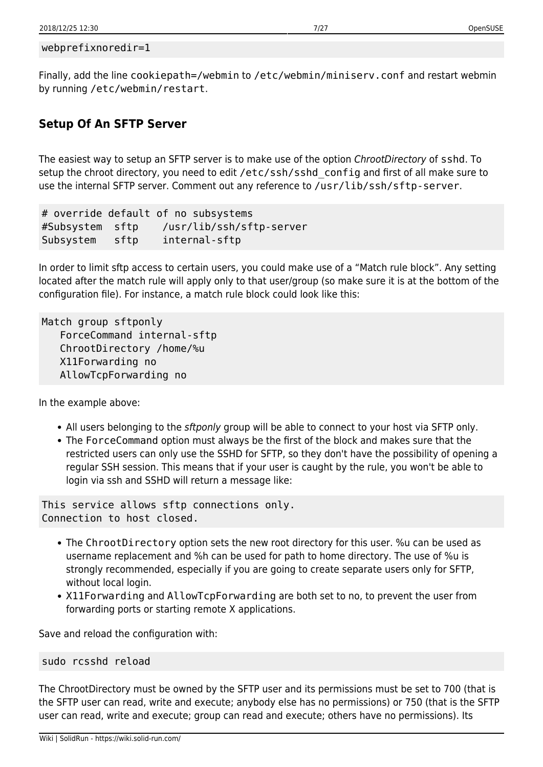```
webprefixnoredir=1
```

Finally, add the line `cookiepath=/webmin` to `/etc/webmin/miniserv.conf` and restart webmin by running `/etc/webmin/restart`.

## Setup Of An SFTP Server

The easiest way to setup an SFTP server is to make use of the option *ChrootDirectory* of `sshd`. To setup the chroot directory, you need to edit `/etc/ssh/sshd_config` and first of all make sure to use the internal SFTP server. Comment out any reference to `/usr/lib/ssh/sftp-server`.

```
# override default of no subsystems
#Subsystem  sftp    /usr/lib/ssh/sftp-server
Subsystem   sftp    internal-sftp
```

In order to limit sftp access to certain users, you could make use of a "Match rule block". Any setting located after the match rule will apply only to that user/group (so make sure it is at the bottom of the configuration file). For instance, a match rule block could look like this:

```
Match group sftponly
   ForceCommand internal-sftp
   ChrootDirectory /home/%u
   X11Forwarding no
   AllowTcpForwarding no
```

In the example above:

- All users belonging to the *sftponly* group will be able to connect to your host via SFTP only.
- The `ForceCommand` option must always be the first of the block and makes sure that the restricted users can only use the SSHD for SFTP, so they don't have the possibility of opening a regular SSH session. This means that if your user is caught by the rule, you won't be able to login via ssh and SSHD will return a message like:

```
This service allows sftp connections only.
Connection to host closed.
```

- The `ChrootDirectory` option sets the new root directory for this user. %u can be used as username replacement and %h can be used for path to home directory. The use of %u is strongly recommended, especially if you are going to create separate users only for SFTP, without local login.
- `X11Forwarding` and `AllowTcpForwarding` are both set to no, to prevent the user from forwarding ports or starting remote X applications.

Save and reload the configuration with:

```
sudo rcsshd reload
```

The ChrootDirectory must be owned by the SFTP user and its permissions must be set to 700 (that is the SFTP user can read, write and execute; anybody else has no permissions) or 750 (that is the SFTP user can read, write and execute; group can read and execute; others have no permissions). Its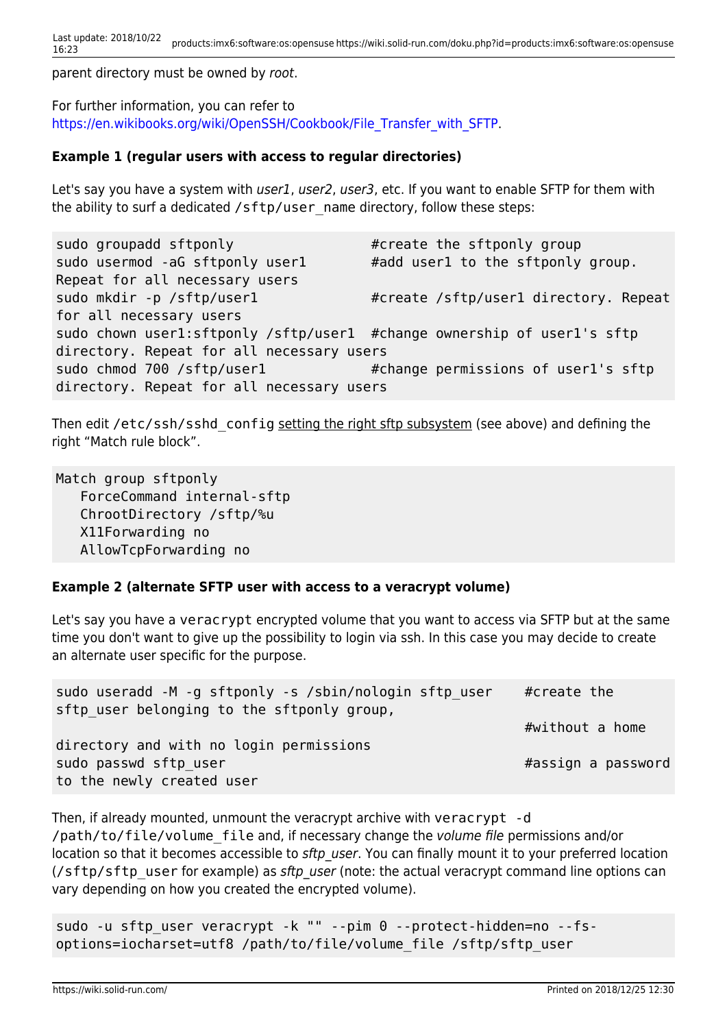parent directory must be owned by *root*.

For further information, you can refer to https://en.wikibooks.org/wiki/OpenSSH/Cookbook/File_Transfer_with_SFTP.

**Example 1 (regular users with access to regular directories)**

Let's say you have a system with *user1*, *user2*, *user3*, etc. If you want to enable SFTP for them with the ability to surf a dedicated `/sftp/user_name` directory, follow these steps:

```
sudo groupadd sftponly                  #create the sftponly group
sudo usermod -aG sftponly user1         #add user1 to the sftponly group. Repeat for all necessary users
sudo mkdir -p /sftp/user1               #create /sftp/user1 directory. Repeat for all necessary users
sudo chown user1:sftponly /sftp/user1   #change ownership of user1's sftp directory. Repeat for all necessary users
sudo chmod 700 /sftp/user1              #change permissions of user1's sftp directory. Repeat for all necessary users
```

Then edit `/etc/ssh/sshd_config` setting the right sftp subsystem (see above) and defining the right "Match rule block".

```
Match group sftponly
   ForceCommand internal-sftp
   ChrootDirectory /sftp/%u
   X11Forwarding no
   AllowTcpForwarding no
```

**Example 2 (alternate SFTP user with access to a veracrypt volume)**

Let's say you have a `veracrypt` encrypted volume that you want to access via SFTP but at the same time you don't want to give up the possibility to login via ssh. In this case you may decide to create an alternate user specific for the purpose.

```
sudo useradd -M -g sftponly -s /sbin/nologin sftp_user    #create the sftp_user belonging to the sftponly group,
                                                          #without a home directory and with no login permissions
sudo passwd sftp_user                                     #assign a password to the newly created user
```

Then, if already mounted, unmount the veracrypt archive with `veracrypt -d /path/to/file/volume_file` and, if necessary change the *volume file* permissions and/or location so that it becomes accessible to *sftp_user*. You can finally mount it to your preferred location (`/sftp/sftp_user` for example) as *sftp_user* (note: the actual veracrypt command line options can vary depending on how you created the encrypted volume).

```
sudo -u sftp_user veracrypt -k "" --pim 0 --protect-hidden=no --fs-options=iocharset=utf8 /path/to/file/volume_file /sftp/sftp_user
```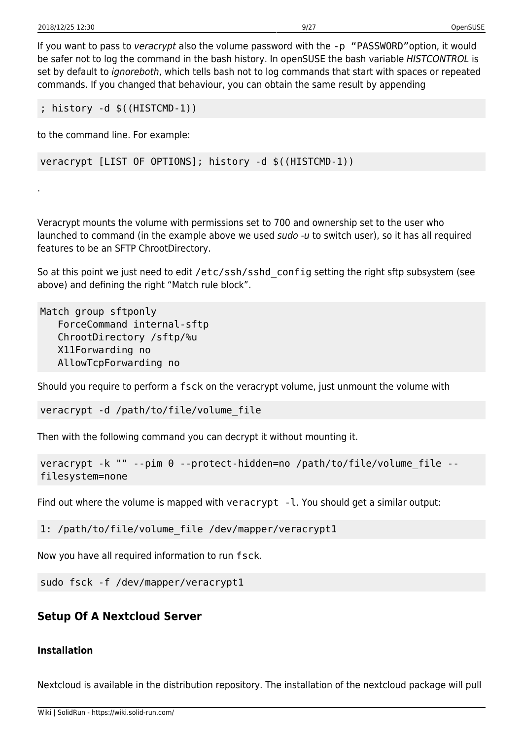If you want to pass to *veracrypt* also the volume password with the `-p "PASSWORD"`option, it would be safer not to log the command in the bash history. In openSUSE the bash variable *HISTCONTROL* is set by default to *ignoreboth*, which tells bash not to log commands that start with spaces or repeated commands. If you changed that behaviour, you can obtain the same result by appending

```
; history -d $((HISTCMD-1))
```

to the command line. For example:

```
veracrypt [LIST OF OPTIONS]; history -d $((HISTCMD-1))
```

.

Veracrypt mounts the volume with permissions set to 700 and ownership set to the user who launched to command (in the example above we used *sudo -u* to switch user), so it has all required features to be an SFTP ChrootDirectory.

So at this point we just need to edit `/etc/ssh/sshd_config` setting the right sftp subsystem (see above) and defining the right "Match rule block".

```
Match group sftponly
   ForceCommand internal-sftp
   ChrootDirectory /sftp/%u
   X11Forwarding no
   AllowTcpForwarding no
```

Should you require to perform a `fsck` on the veracrypt volume, just unmount the volume with

```
veracrypt -d /path/to/file/volume_file
```

Then with the following command you can decrypt it without mounting it.

```
veracrypt -k "" --pim 0 --protect-hidden=no /path/to/file/volume_file --filesystem=none
```

Find out where the volume is mapped with `veracrypt -l`. You should get a similar output:

```
1: /path/to/file/volume_file /dev/mapper/veracrypt1
```

Now you have all required information to run `fsck`.

```
sudo fsck -f /dev/mapper/veracrypt1
```

## Setup Of A Nextcloud Server

### Installation

Nextcloud is available in the distribution repository. The installation of the nextcloud package will pull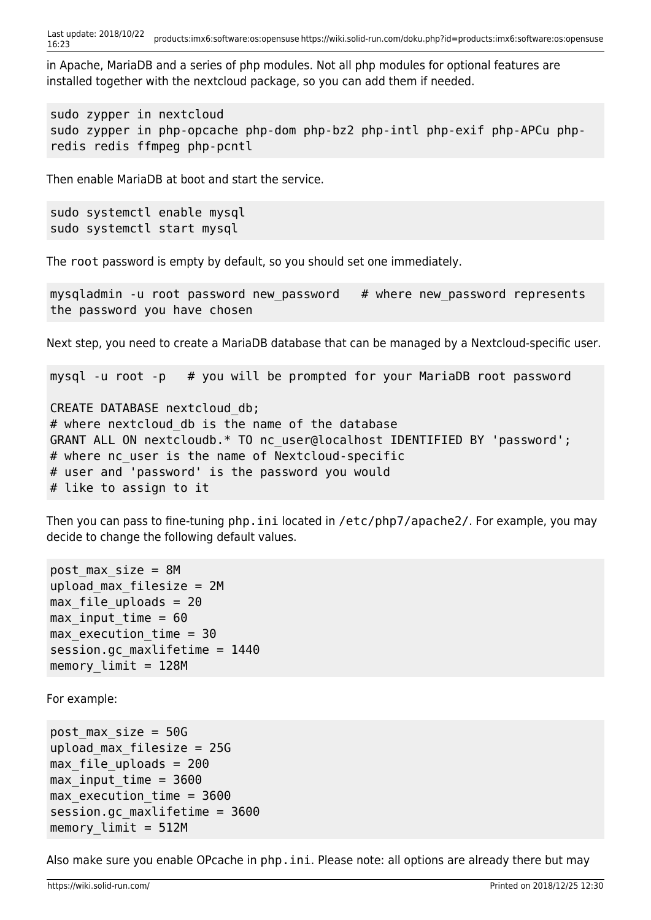in Apache, MariaDB and a series of php modules. Not all php modules for optional features are installed together with the nextcloud package, so you can add them if needed.

```
sudo zypper in nextcloud
sudo zypper in php-opcache php-dom php-bz2 php-intl php-exif php-APCu php-redis redis ffmpeg php-pcntl
```

Then enable MariaDB at boot and start the service.

```
sudo systemctl enable mysql
sudo systemctl start mysql
```

The `root` password is empty by default, so you should set one immediately.

```
mysqladmin -u root password new_password   # where new_password represents the password you have chosen
```

Next step, you need to create a MariaDB database that can be managed by a Nextcloud-specific user.

```
mysql -u root -p   # you will be prompted for your MariaDB root password

CREATE DATABASE nextcloud_db;
# where nextcloud_db is the name of the database
GRANT ALL ON nextcloudb.* TO nc_user@localhost IDENTIFIED BY 'password';
# where nc_user is the name of Nextcloud-specific
# user and 'password' is the password you would
# like to assign to it
```

Then you can pass to fine-tuning `php.ini` located in `/etc/php7/apache2/`. For example, you may decide to change the following default values.

```
post_max_size = 8M
upload_max_filesize = 2M
max_file_uploads = 20
max_input_time = 60
max_execution_time = 30
session.gc_maxlifetime = 1440
memory_limit = 128M
```

For example:

```
post_max_size = 50G
upload_max_filesize = 25G
max_file_uploads = 200
max_input_time = 3600
max_execution_time = 3600
session.gc_maxlifetime = 3600
memory_limit = 512M
```

Also make sure you enable OPcache in `php.ini`. Please note: all options are already there but may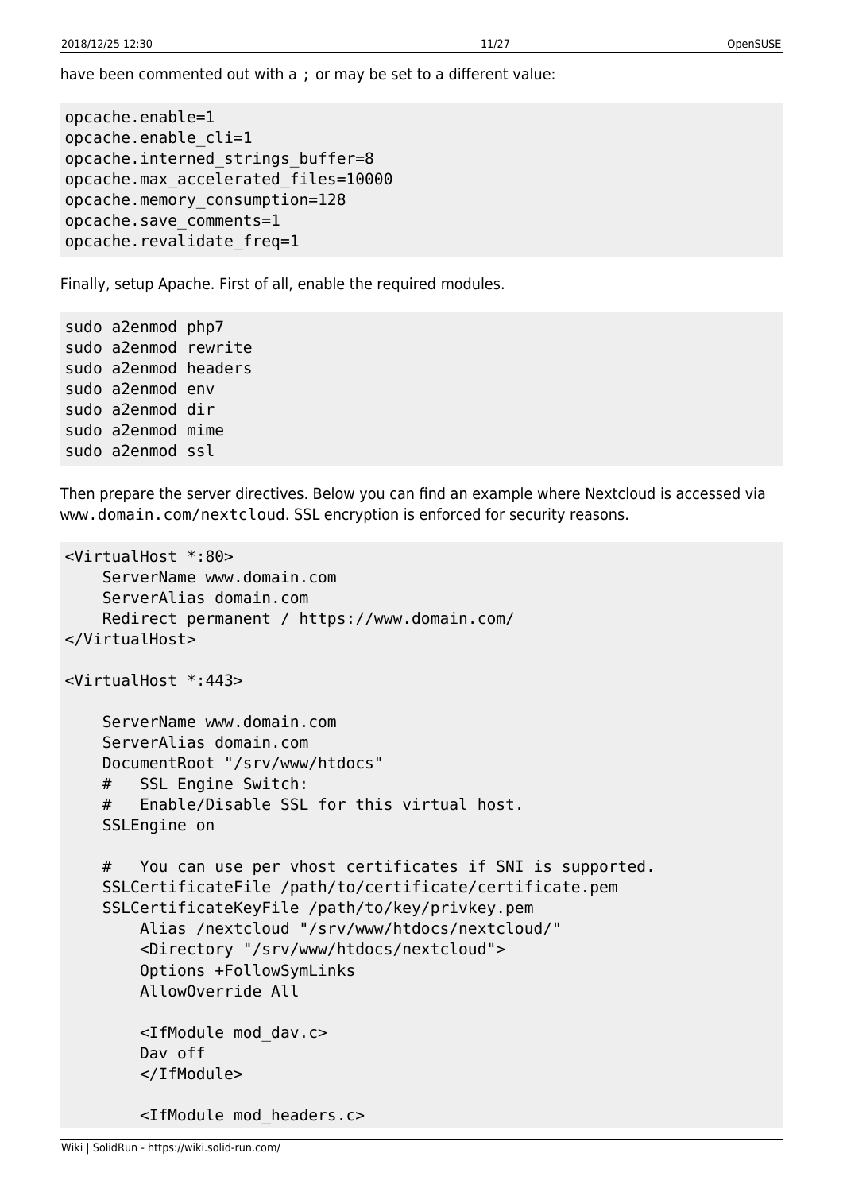have been commented out with a `;` or may be set to a different value:

```
opcache.enable=1
opcache.enable_cli=1
opcache.interned_strings_buffer=8
opcache.max_accelerated_files=10000
opcache.memory_consumption=128
opcache.save_comments=1
opcache.revalidate_freq=1
```

Finally, setup Apache. First of all, enable the required modules.

```
sudo a2enmod php7
sudo a2enmod rewrite
sudo a2enmod headers
sudo a2enmod env
sudo a2enmod dir
sudo a2enmod mime
sudo a2enmod ssl
```

Then prepare the server directives. Below you can find an example where Nextcloud is accessed via `www.domain.com/nextcloud`. SSL encryption is enforced for security reasons.

```
<VirtualHost *:80>
    ServerName www.domain.com
    ServerAlias domain.com
    Redirect permanent / https://www.domain.com/
</VirtualHost>

<VirtualHost *:443>

    ServerName www.domain.com
    ServerAlias domain.com
    DocumentRoot "/srv/www/htdocs"
    #   SSL Engine Switch:
    #   Enable/Disable SSL for this virtual host.
    SSLEngine on

    #   You can use per vhost certificates if SNI is supported.
    SSLCertificateFile /path/to/certificate/certificate.pem
    SSLCertificateKeyFile /path/to/key/privkey.pem
        Alias /nextcloud "/srv/www/htdocs/nextcloud/"
        <Directory "/srv/www/htdocs/nextcloud">
        Options +FollowSymLinks
        AllowOverride All

        <IfModule mod_dav.c>
        Dav off
        </IfModule>

        <IfModule mod_headers.c>
```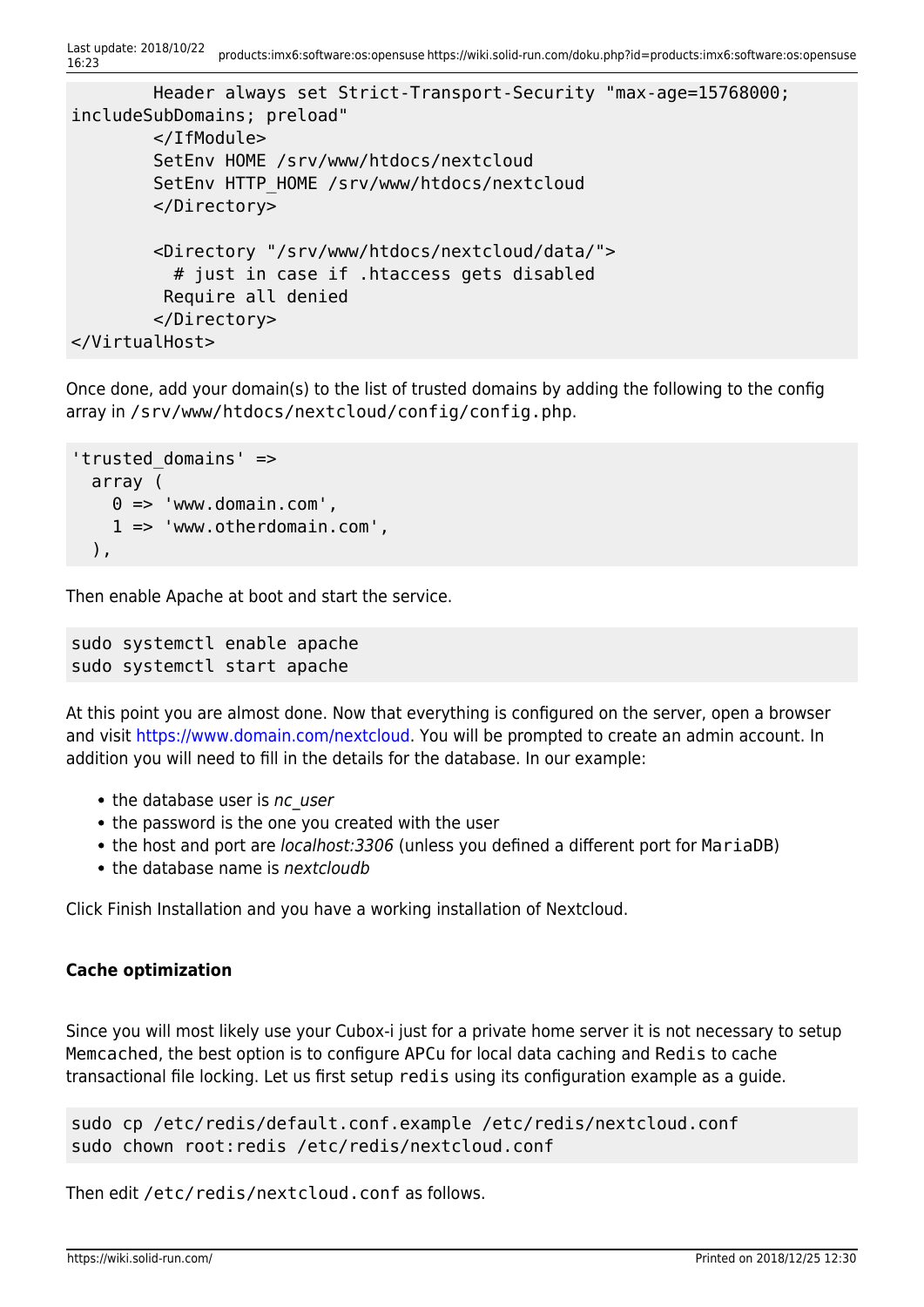```
        Header always set Strict-Transport-Security "max-age=15768000;
includeSubDomains; preload"
        </IfModule>
        SetEnv HOME /srv/www/htdocs/nextcloud
        SetEnv HTTP_HOME /srv/www/htdocs/nextcloud
        </Directory>

        <Directory "/srv/www/htdocs/nextcloud/data/">
          # just in case if .htaccess gets disabled
         Require all denied
        </Directory>
</VirtualHost>
```

Once done, add your domain(s) to the list of trusted domains by adding the following to the config array in `/srv/www/htdocs/nextcloud/config/config.php`.

```
'trusted_domains' =>
  array (
    0 => 'www.domain.com',
    1 => 'www.otherdomain.com',
  ),
```

Then enable Apache at boot and start the service.

```
sudo systemctl enable apache
sudo systemctl start apache
```

At this point you are almost done. Now that everything is configured on the server, open a browser and visit https://www.domain.com/nextcloud. You will be prompted to create an admin account. In addition you will need to fill in the details for the database. In our example:

- the database user is *nc_user*
- the password is the one you created with the user
- the host and port are *localhost:3306* (unless you defined a different port for `MariaDB`)
- the database name is *nextcloudb*

Click Finish Installation and you have a working installation of Nextcloud.

#### Cache optimization

Since you will most likely use your Cubox-i just for a private home server it is not necessary to setup `Memcached`, the best option is to configure `APCu` for local data caching and `Redis` to cache transactional file locking. Let us first setup `redis` using its configuration example as a guide.

```
sudo cp /etc/redis/default.conf.example /etc/redis/nextcloud.conf
sudo chown root:redis /etc/redis/nextcloud.conf
```

Then edit `/etc/redis/nextcloud.conf` as follows.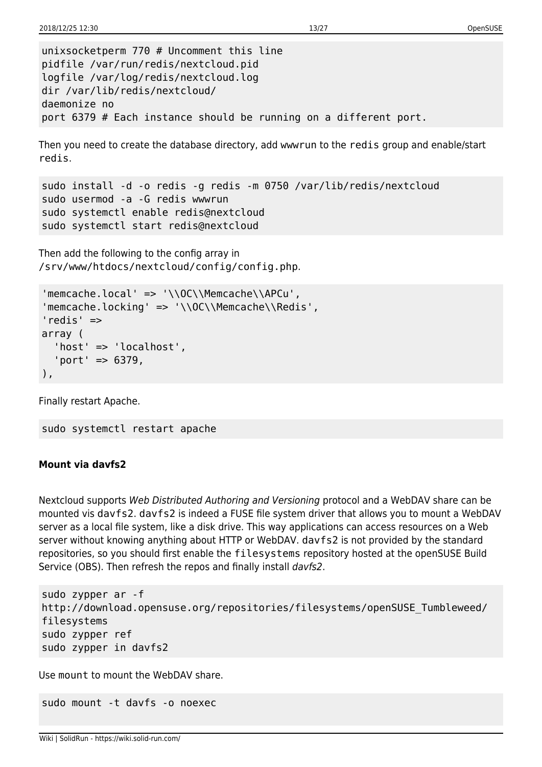```
unixsocketperm 770 # Uncomment this line
pidfile /var/run/redis/nextcloud.pid
logfile /var/log/redis/nextcloud.log
dir /var/lib/redis/nextcloud/
daemonize no
port 6379 # Each instance should be running on a different port.
```

Then you need to create the database directory, add wwwrun to the `redis` group and enable/start `redis`.

```
sudo install -d -o redis -g redis -m 0750 /var/lib/redis/nextcloud
sudo usermod -a -G redis wwwrun
sudo systemctl enable redis@nextcloud
sudo systemctl start redis@nextcloud
```

Then add the following to the config array in `/srv/www/htdocs/nextcloud/config/config.php`.

```
'memcache.local' => '\\OC\\Memcache\\APCu',
'memcache.locking' => '\\OC\\Memcache\\Redis',
'redis' =>
array (
  'host' => 'localhost',
  'port' => 6379,
),
```

Finally restart Apache.

```
sudo systemctl restart apache
```

#### Mount via davfs2

Nextcloud supports *Web Distributed Authoring and Versioning* protocol and a WebDAV share can be mounted vis `davfs2`. `davfs2` is indeed a FUSE file system driver that allows you to mount a WebDAV server as a local file system, like a disk drive. This way applications can access resources on a Web server without knowing anything about HTTP or WebDAV. `davfs2` is not provided by the standard repositories, so you should first enable the `filesystems` repository hosted at the openSUSE Build Service (OBS). Then refresh the repos and finally install *davfs2*.

```
sudo zypper ar -f
http://download.opensuse.org/repositories/filesystems/openSUSE_Tumbleweed/
filesystems
sudo zypper ref
sudo zypper in davfs2
```

Use `mount` to mount the WebDAV share.

```
sudo mount -t davfs -o noexec
```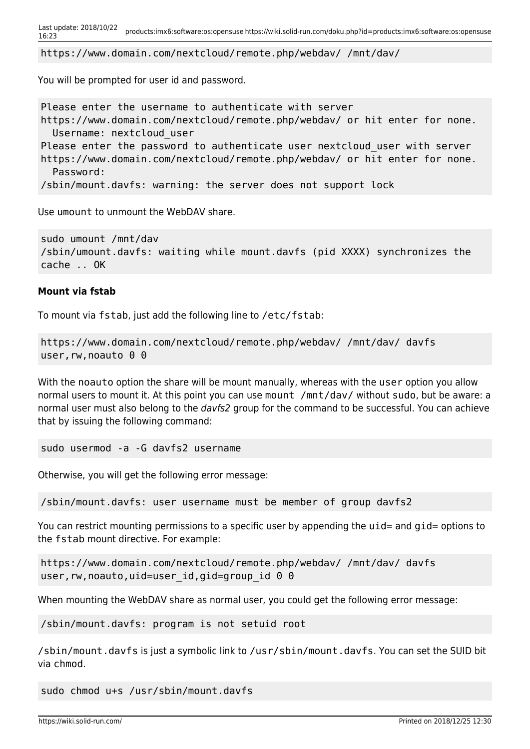```
https://www.domain.com/nextcloud/remote.php/webdav/ /mnt/dav/
```

You will be prompted for user id and password.

```
Please enter the username to authenticate with server
https://www.domain.com/nextcloud/remote.php/webdav/ or hit enter for none.
  Username: nextcloud_user
Please enter the password to authenticate user nextcloud_user with server
https://www.domain.com/nextcloud/remote.php/webdav/ or hit enter for none.
  Password:
/sbin/mount.davfs: warning: the server does not support lock
```

Use `umount` to unmount the WebDAV share.

```
sudo umount /mnt/dav
/sbin/umount.davfs: waiting while mount.davfs (pid XXXX) synchronizes the
cache .. OK
```

**Mount via fstab**

To mount via `fstab`, just add the following line to `/etc/fstab`:

```
https://www.domain.com/nextcloud/remote.php/webdav/ /mnt/dav/ davfs
user,rw,noauto 0 0
```

With the `noauto` option the share will be mount manually, whereas with the `user` option you allow normal users to mount it. At this point you can use `mount /mnt/dav/` without `sudo`, but be aware: a normal user must also belong to the *davfs2* group for the command to be successful. You can achieve that by issuing the following command:

```
sudo usermod -a -G davfs2 username
```

Otherwise, you will get the following error message:

```
/sbin/mount.davfs: user username must be member of group davfs2
```

You can restrict mounting permissions to a specific user by appending the `uid=` and `gid=` options to the `fstab` mount directive. For example:

```
https://www.domain.com/nextcloud/remote.php/webdav/ /mnt/dav/ davfs
user,rw,noauto,uid=user_id,gid=group_id 0 0
```

When mounting the WebDAV share as normal user, you could get the following error message:

```
/sbin/mount.davfs: program is not setuid root
```

`/sbin/mount.davfs` is just a symbolic link to `/usr/sbin/mount.davfs`. You can set the SUID bit via `chmod`.

```
sudo chmod u+s /usr/sbin/mount.davfs
```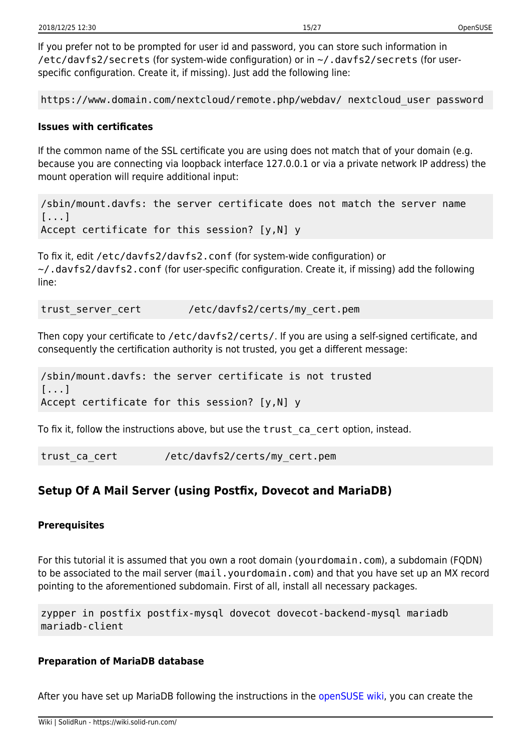If you prefer not to be prompted for user id and password, you can store such information in `/etc/davfs2/secrets` (for system-wide configuration) or in `~/.davfs2/secrets` (for user-specific configuration. Create it, if missing). Just add the following line:

```
https://www.domain.com/nextcloud/remote.php/webdav/ nextcloud_user password
```

#### Issues with certificates

If the common name of the SSL certificate you are using does not match that of your domain (e.g. because you are connecting via loopback interface 127.0.0.1 or via a private network IP address) the mount operation will require additional input:

```
/sbin/mount.davfs: the server certificate does not match the server name
[...]
Accept certificate for this session? [y,N] y
```

To fix it, edit `/etc/davfs2/davfs2.conf` (for system-wide configuration) or `~/.davfs2/davfs2.conf` (for user-specific configuration. Create it, if missing) add the following line:

```
trust_server_cert        /etc/davfs2/certs/my_cert.pem
```

Then copy your certificate to `/etc/davfs2/certs/`. If you are using a self-signed certificate, and consequently the certification authority is not trusted, you get a different message:

```
/sbin/mount.davfs: the server certificate is not trusted
[...]
Accept certificate for this session? [y,N] y
```

To fix it, follow the instructions above, but use the `trust_ca_cert` option, instead.

```
trust_ca_cert        /etc/davfs2/certs/my_cert.pem
```

### Setup Of A Mail Server (using Postfix, Dovecot and MariaDB)

#### Prerequisites

For this tutorial it is assumed that you own a root domain (`yourdomain.com`), a subdomain (FQDN) to be associated to the mail server (`mail.yourdomain.com`) and that you have set up an MX record pointing to the aforementioned subdomain. First of all, install all necessary packages.

```
zypper in postfix postfix-mysql dovecot dovecot-backend-mysql mariadb
mariadb-client
```

#### Preparation of MariaDB database

After you have set up MariaDB following the instructions in the openSUSE wiki, you can create the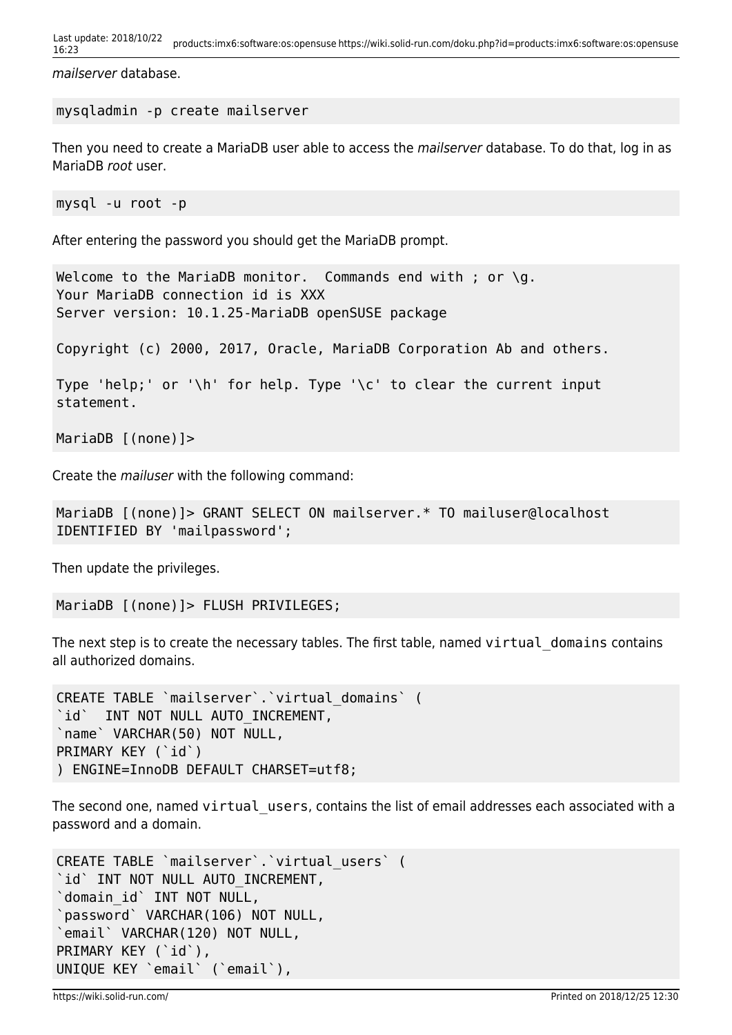*mailserver* database.

```
mysqladmin -p create mailserver
```

Then you need to create a MariaDB user able to access the *mailserver* database. To do that, log in as MariaDB *root* user.

```
mysql -u root -p
```

After entering the password you should get the MariaDB prompt.

```
Welcome to the MariaDB monitor.  Commands end with ; or \g.
Your MariaDB connection id is XXX
Server version: 10.1.25-MariaDB openSUSE package

Copyright (c) 2000, 2017, Oracle, MariaDB Corporation Ab and others.

Type 'help;' or '\h' for help. Type '\c' to clear the current input
statement.

MariaDB [(none)]>
```

Create the *mailuser* with the following command:

```
MariaDB [(none)]> GRANT SELECT ON mailserver.* TO mailuser@localhost
IDENTIFIED BY 'mailpassword';
```

Then update the privileges.

```
MariaDB [(none)]> FLUSH PRIVILEGES;
```

The next step is to create the necessary tables. The first table, named `virtual_domains` contains all authorized domains.

```
CREATE TABLE `mailserver`.`virtual_domains` (
`id`  INT NOT NULL AUTO_INCREMENT,
`name` VARCHAR(50) NOT NULL,
PRIMARY KEY (`id`)
) ENGINE=InnoDB DEFAULT CHARSET=utf8;
```

The second one, named `virtual_users`, contains the list of email addresses each associated with a password and a domain.

```
CREATE TABLE `mailserver`.`virtual_users` (
`id` INT NOT NULL AUTO_INCREMENT,
`domain_id` INT NOT NULL,
`password` VARCHAR(106) NOT NULL,
`email` VARCHAR(120) NOT NULL,
PRIMARY KEY (`id`),
UNIQUE KEY `email` (`email`),
```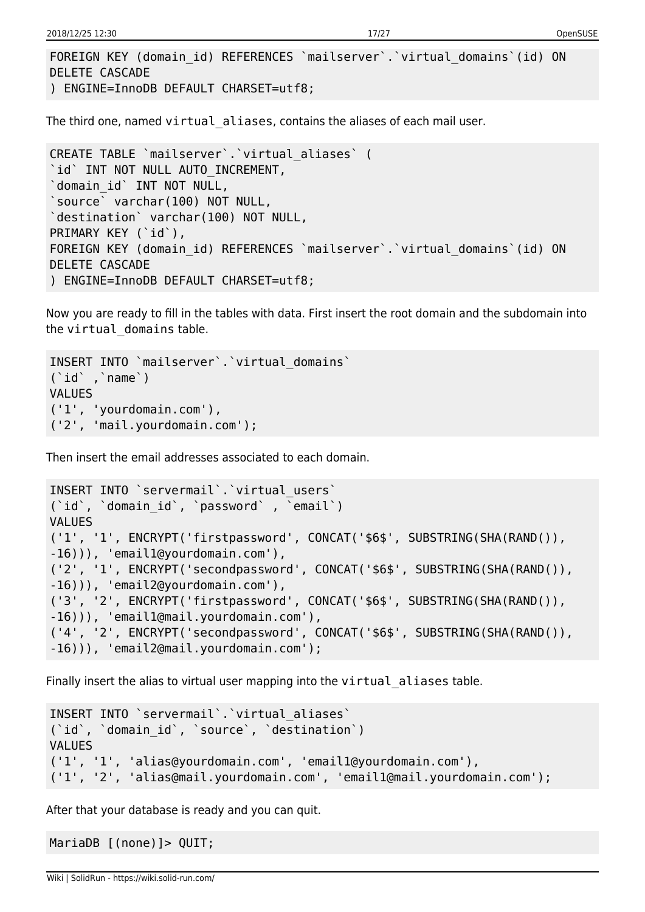```
FOREIGN KEY (domain_id) REFERENCES `mailserver`.`virtual_domains`(id) ON
DELETE CASCADE
) ENGINE=InnoDB DEFAULT CHARSET=utf8;
```

The third one, named `virtual_aliases`, contains the aliases of each mail user.

```
CREATE TABLE `mailserver`.`virtual_aliases` (
`id` INT NOT NULL AUTO_INCREMENT,
`domain_id` INT NOT NULL,
`source` varchar(100) NOT NULL,
`destination` varchar(100) NOT NULL,
PRIMARY KEY (`id`),
FOREIGN KEY (domain_id) REFERENCES `mailserver`.`virtual_domains`(id) ON
DELETE CASCADE
) ENGINE=InnoDB DEFAULT CHARSET=utf8;
```

Now you are ready to fill in the tables with data. First insert the root domain and the subdomain into the `virtual_domains` table.

```
INSERT INTO `mailserver`.`virtual_domains`
(`id` ,`name`)
VALUES
('1', 'yourdomain.com'),
('2', 'mail.yourdomain.com');
```

Then insert the email addresses associated to each domain.

```
INSERT INTO `servermail`.`virtual_users`
(`id`, `domain_id`, `password` , `email`)
VALUES
('1', '1', ENCRYPT('firstpassword', CONCAT('$6$', SUBSTRING(SHA(RAND()),
-16))), 'email1@yourdomain.com'),
('2', '1', ENCRYPT('secondpassword', CONCAT('$6$', SUBSTRING(SHA(RAND()),
-16))), 'email2@yourdomain.com'),
('3', '2', ENCRYPT('firstpassword', CONCAT('$6$', SUBSTRING(SHA(RAND()),
-16))), 'email1@mail.yourdomain.com'),
('4', '2', ENCRYPT('secondpassword', CONCAT('$6$', SUBSTRING(SHA(RAND()),
-16))), 'email2@mail.yourdomain.com');
```

Finally insert the alias to virtual user mapping into the `virtual_aliases` table.

```
INSERT INTO `servermail`.`virtual_aliases`
(`id`, `domain_id`, `source`, `destination`)
VALUES
('1', '1', 'alias@yourdomain.com', 'email1@yourdomain.com'),
('1', '2', 'alias@mail.yourdomain.com', 'email1@mail.yourdomain.com');
```

After that your database is ready and you can quit.

```
MariaDB [(none)]> QUIT;
```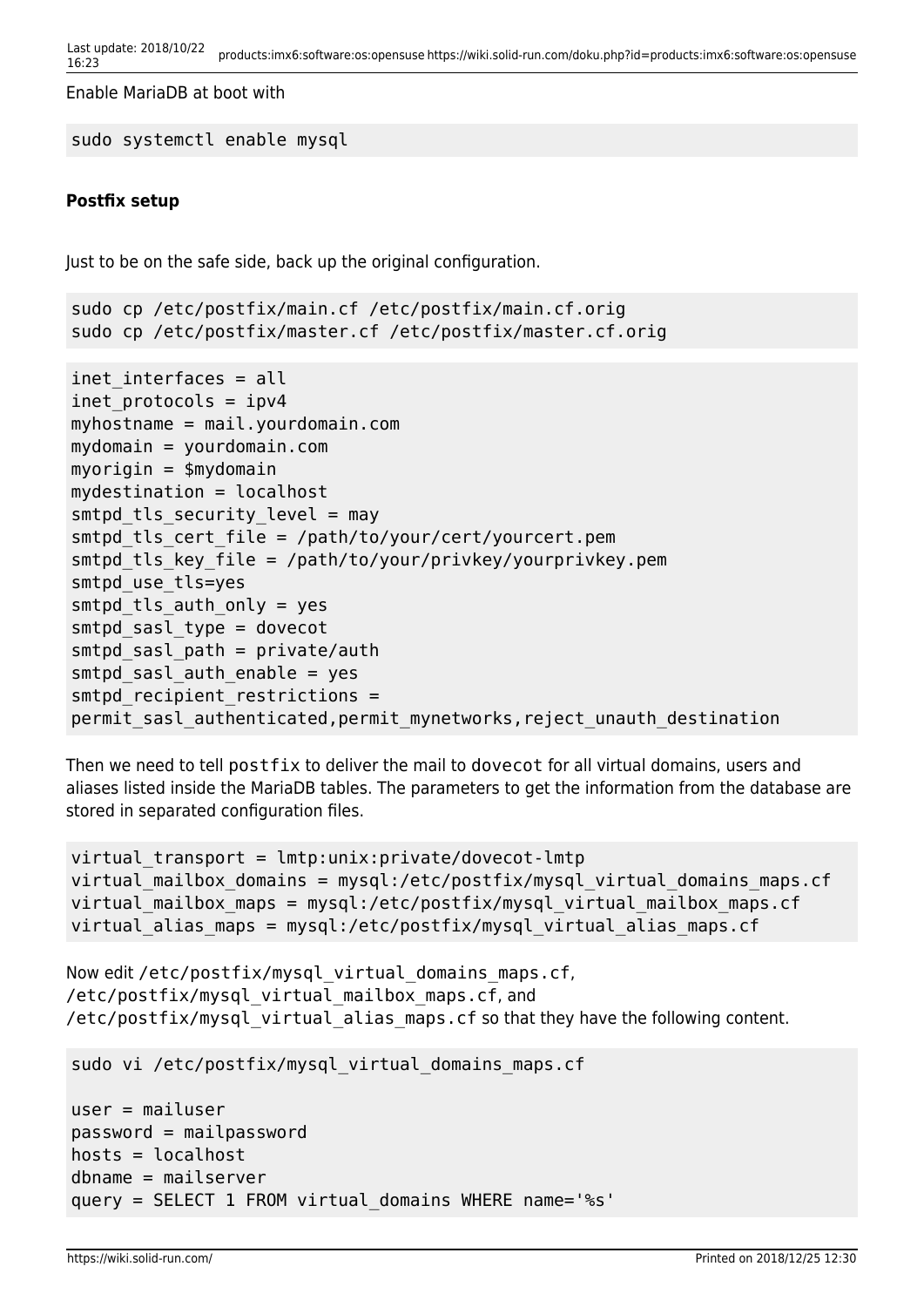Enable MariaDB at boot with

```
sudo systemctl enable mysql
```

**Postfix setup**

Just to be on the safe side, back up the original configuration.

```
sudo cp /etc/postfix/main.cf /etc/postfix/main.cf.orig
sudo cp /etc/postfix/master.cf /etc/postfix/master.cf.orig
```

```
inet_interfaces = all
inet_protocols = ipv4
myhostname = mail.yourdomain.com
mydomain = yourdomain.com
myorigin = $mydomain
mydestination = localhost
smtpd_tls_security_level = may
smtpd_tls_cert_file = /path/to/your/cert/yourcert.pem
smtpd_tls_key_file = /path/to/your/privkey/yourprivkey.pem
smtpd_use_tls=yes
smtpd_tls_auth_only = yes
smtpd_sasl_type = dovecot
smtpd_sasl_path = private/auth
smtpd_sasl_auth_enable = yes
smtpd_recipient_restrictions =
permit_sasl_authenticated,permit_mynetworks,reject_unauth_destination
```

Then we need to tell `postfix` to deliver the mail to `dovecot` for all virtual domains, users and aliases listed inside the MariaDB tables. The parameters to get the information from the database are stored in separated configuration files.

```
virtual_transport = lmtp:unix:private/dovecot-lmtp
virtual_mailbox_domains = mysql:/etc/postfix/mysql_virtual_domains_maps.cf
virtual_mailbox_maps = mysql:/etc/postfix/mysql_virtual_mailbox_maps.cf
virtual_alias_maps = mysql:/etc/postfix/mysql_virtual_alias_maps.cf
```

Now edit `/etc/postfix/mysql_virtual_domains_maps.cf`, `/etc/postfix/mysql_virtual_mailbox_maps.cf`, and `/etc/postfix/mysql_virtual_alias_maps.cf` so that they have the following content.

```
sudo vi /etc/postfix/mysql_virtual_domains_maps.cf

user = mailuser
password = mailpassword
hosts = localhost
dbname = mailserver
query = SELECT 1 FROM virtual_domains WHERE name='%s'
```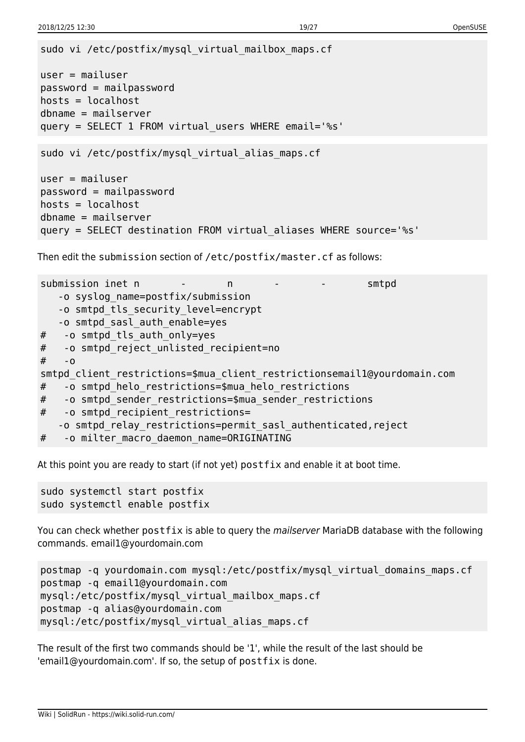```
sudo vi /etc/postfix/mysql_virtual_mailbox_maps.cf

user = mailuser
password = mailpassword
hosts = localhost
dbname = mailserver
query = SELECT 1 FROM virtual_users WHERE email='%s'
```

```
sudo vi /etc/postfix/mysql_virtual_alias_maps.cf

user = mailuser
password = mailpassword
hosts = localhost
dbname = mailserver
query = SELECT destination FROM virtual_aliases WHERE source='%s'
```

Then edit the submission section of /etc/postfix/master.cf as follows:

```
submission inet n       -       n       -       -       smtpd
   -o syslog_name=postfix/submission
   -o smtpd_tls_security_level=encrypt
   -o smtpd_sasl_auth_enable=yes
#   -o smtpd_tls_auth_only=yes
#   -o smtpd_reject_unlisted_recipient=no
#   -o
smtpd_client_restrictions=$mua_client_restrictionsemail1@yourdomain.com
#   -o smtpd_helo_restrictions=$mua_helo_restrictions
#   -o smtpd_sender_restrictions=$mua_sender_restrictions
#   -o smtpd_recipient_restrictions=
   -o smtpd_relay_restrictions=permit_sasl_authenticated,reject
#   -o milter_macro_daemon_name=ORIGINATING
```

At this point you are ready to start (if not yet) postfix and enable it at boot time.

```
sudo systemctl start postfix
sudo systemctl enable postfix
```

You can check whether postfix is able to query the *mailserver* MariaDB database with the following commands. email1@yourdomain.com

```
postmap -q yourdomain.com mysql:/etc/postfix/mysql_virtual_domains_maps.cf
postmap -q email1@yourdomain.com
mysql:/etc/postfix/mysql_virtual_mailbox_maps.cf
postmap -q alias@yourdomain.com
mysql:/etc/postfix/mysql_virtual_alias_maps.cf
```

The result of the first two commands should be '1', while the result of the last should be 'email1@yourdomain.com'. If so, the setup of postfix is done.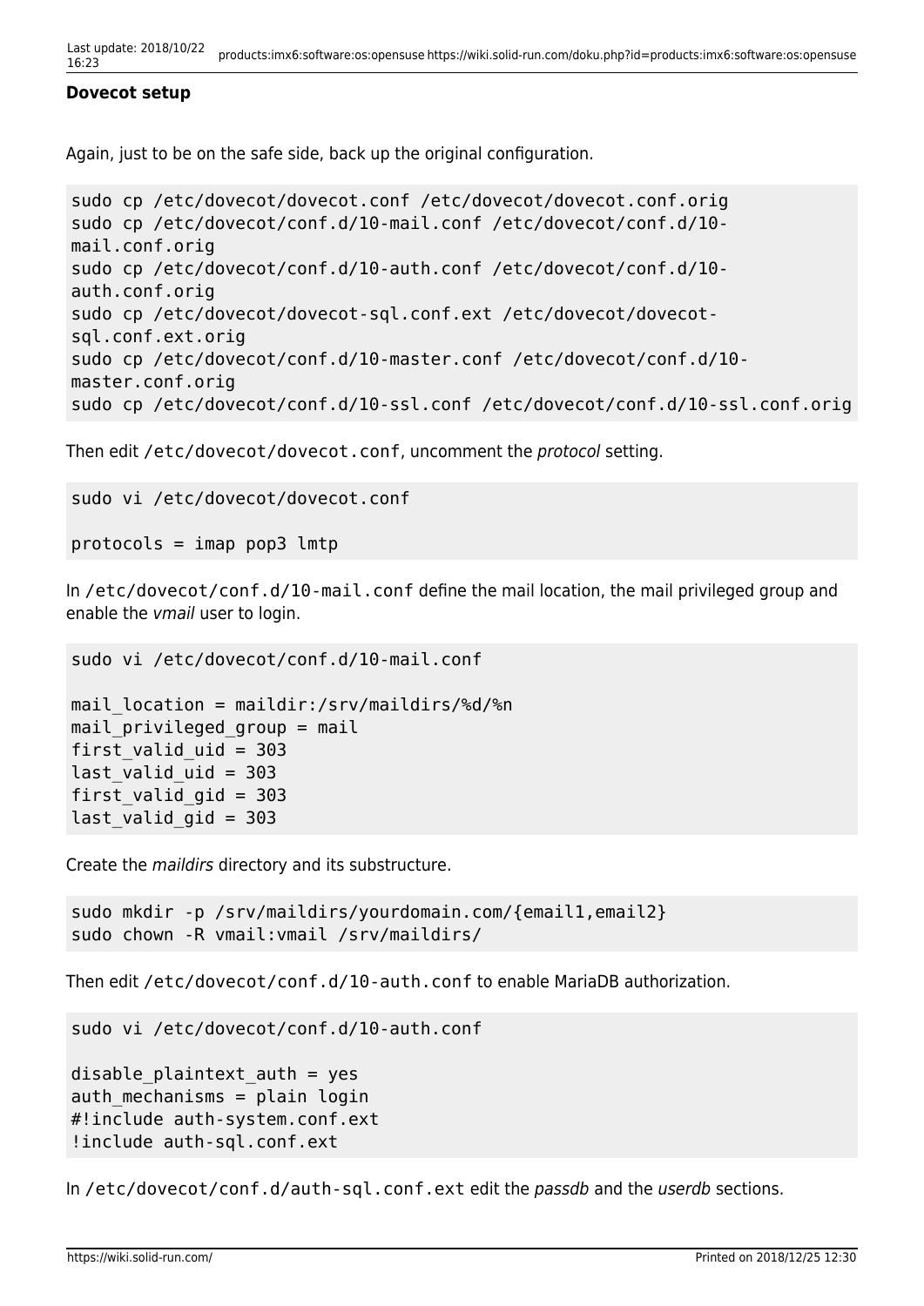#### Dovecot setup

Again, just to be on the safe side, back up the original configuration.

```
sudo cp /etc/dovecot/dovecot.conf /etc/dovecot/dovecot.conf.orig
sudo cp /etc/dovecot/conf.d/10-mail.conf /etc/dovecot/conf.d/10-mail.conf.orig
sudo cp /etc/dovecot/conf.d/10-auth.conf /etc/dovecot/conf.d/10-auth.conf.orig
sudo cp /etc/dovecot/dovecot-sql.conf.ext /etc/dovecot/dovecot-sql.conf.ext.orig
sudo cp /etc/dovecot/conf.d/10-master.conf /etc/dovecot/conf.d/10-master.conf.orig
sudo cp /etc/dovecot/conf.d/10-ssl.conf /etc/dovecot/conf.d/10-ssl.conf.orig
```

Then edit `/etc/dovecot/dovecot.conf`, uncomment the *protocol* setting.

```
sudo vi /etc/dovecot/dovecot.conf

protocols = imap pop3 lmtp
```

In `/etc/dovecot/conf.d/10-mail.conf` define the mail location, the mail privileged group and enable the *vmail* user to login.

```
sudo vi /etc/dovecot/conf.d/10-mail.conf

mail_location = maildir:/srv/maildirs/%d/%n
mail_privileged_group = mail
first_valid_uid = 303
last_valid_uid = 303
first_valid_gid = 303
last_valid_gid = 303
```

Create the *maildirs* directory and its substructure.

```
sudo mkdir -p /srv/maildirs/yourdomain.com/{email1,email2}
sudo chown -R vmail:vmail /srv/maildirs/
```

Then edit `/etc/dovecot/conf.d/10-auth.conf` to enable MariaDB authorization.

```
sudo vi /etc/dovecot/conf.d/10-auth.conf

disable_plaintext_auth = yes
auth_mechanisms = plain login
#!include auth-system.conf.ext
!include auth-sql.conf.ext
```

In `/etc/dovecot/conf.d/auth-sql.conf.ext` edit the *passdb* and the *userdb* sections.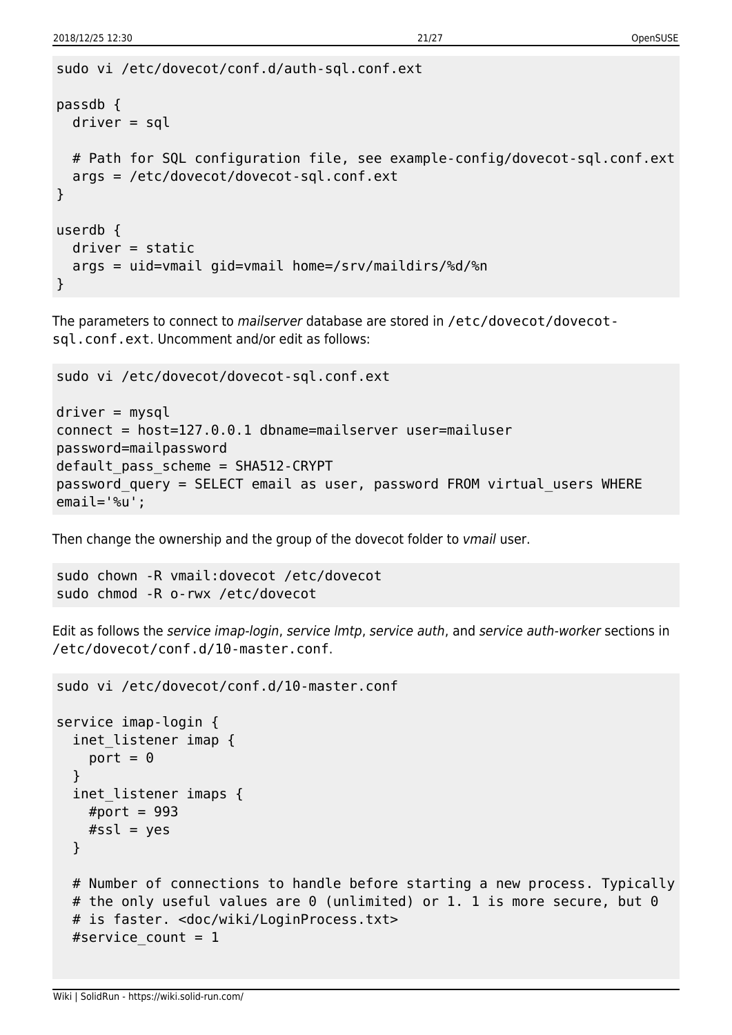```
sudo vi /etc/dovecot/conf.d/auth-sql.conf.ext

passdb {
  driver = sql

  # Path for SQL configuration file, see example-config/dovecot-sql.conf.ext
  args = /etc/dovecot/dovecot-sql.conf.ext
}

userdb {
  driver = static
  args = uid=vmail gid=vmail home=/srv/maildirs/%d/%n
}
```

The parameters to connect to *mailserver* database are stored in `/etc/dovecot/dovecot-sql.conf.ext`. Uncomment and/or edit as follows:

```
sudo vi /etc/dovecot/dovecot-sql.conf.ext

driver = mysql
connect = host=127.0.0.1 dbname=mailserver user=mailuser
password=mailpassword
default_pass_scheme = SHA512-CRYPT
password_query = SELECT email as user, password FROM virtual_users WHERE
email='%u';
```

Then change the ownership and the group of the dovecot folder to *vmail* user.

```
sudo chown -R vmail:dovecot /etc/dovecot
sudo chmod -R o-rwx /etc/dovecot
```

Edit as follows the *service imap-login*, *service lmtp*, *service auth*, and *service auth-worker* sections in `/etc/dovecot/conf.d/10-master.conf`.

```
sudo vi /etc/dovecot/conf.d/10-master.conf

service imap-login {
  inet_listener imap {
    port = 0
  }
  inet_listener imaps {
    #port = 993
    #ssl = yes
  }

  # Number of connections to handle before starting a new process. Typically
  # the only useful values are 0 (unlimited) or 1. 1 is more secure, but 0
  # is faster. <doc/wiki/LoginProcess.txt>
  #service_count = 1
```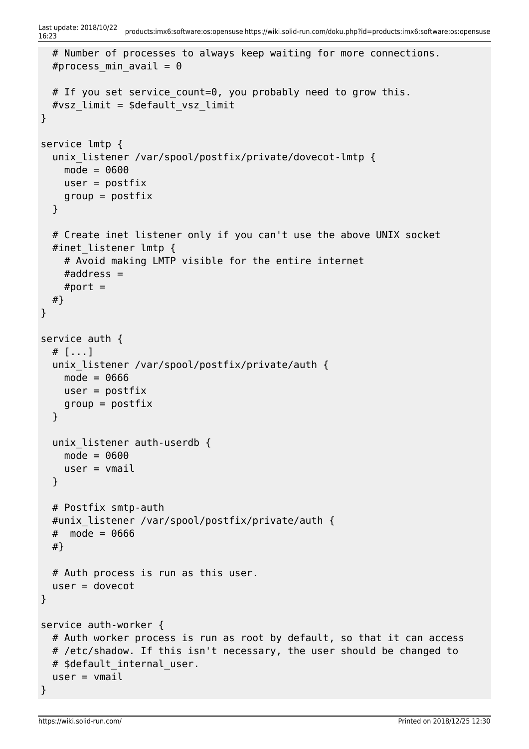```
  # Number of processes to always keep waiting for more connections.
  #process_min_avail = 0

  # If you set service_count=0, you probably need to grow this.
  #vsz_limit = $default_vsz_limit
}

service lmtp {
  unix_listener /var/spool/postfix/private/dovecot-lmtp {
    mode = 0600
    user = postfix
    group = postfix
  }

  # Create inet listener only if you can't use the above UNIX socket
  #inet_listener lmtp {
    # Avoid making LMTP visible for the entire internet
    #address =
    #port =
  #}
}

service auth {
  # [...]
  unix_listener /var/spool/postfix/private/auth {
    mode = 0666
    user = postfix
    group = postfix
  }

  unix_listener auth-userdb {
    mode = 0600
    user = vmail
  }

  # Postfix smtp-auth
  #unix_listener /var/spool/postfix/private/auth {
  #  mode = 0666
  #}

  # Auth process is run as this user.
  user = dovecot
}

service auth-worker {
  # Auth worker process is run as root by default, so that it can access
  # /etc/shadow. If this isn't necessary, the user should be changed to
  # $default_internal_user.
  user = vmail
}
```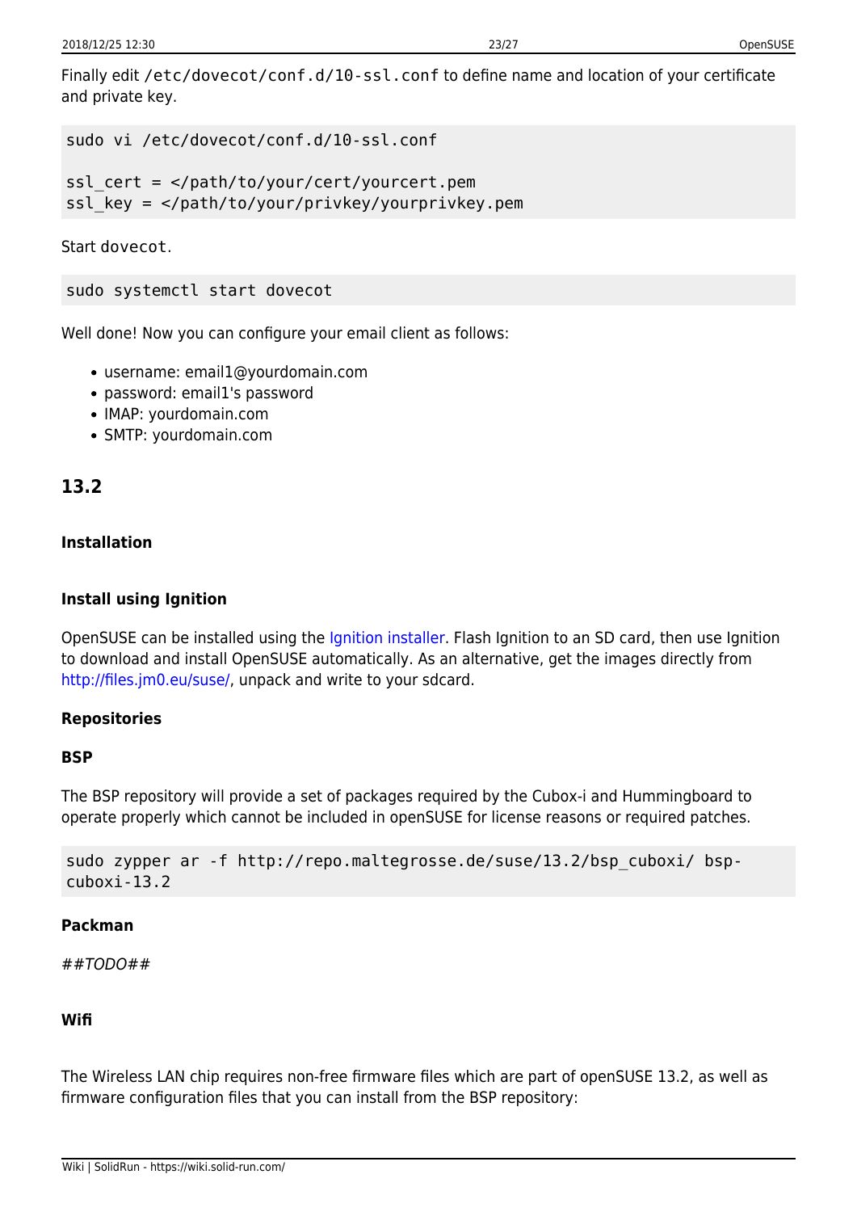Finally edit `/etc/dovecot/conf.d/10-ssl.conf` to define name and location of your certificate and private key.

```
sudo vi /etc/dovecot/conf.d/10-ssl.conf

ssl_cert = </path/to/your/cert/yourcert.pem
ssl_key = </path/to/your/privkey/yourprivkey.pem
```

Start `dovecot`.

```
sudo systemctl start dovecot
```

Well done! Now you can configure your email client as follows:

- username: email1@yourdomain.com
- password: email1's password
- IMAP: yourdomain.com
- SMTP: yourdomain.com

## 13.2

### Installation

#### Install using Ignition

OpenSUSE can be installed using the Ignition installer. Flash Ignition to an SD card, then use Ignition to download and install OpenSUSE automatically. As an alternative, get the images directly from http://files.jm0.eu/suse/, unpack and write to your sdcard.

#### Repositories

##### BSP

The BSP repository will provide a set of packages required by the Cubox-i and Hummingboard to operate properly which cannot be included in openSUSE for license reasons or required patches.

```
sudo zypper ar -f http://repo.maltegrosse.de/suse/13.2/bsp_cuboxi/ bsp-cuboxi-13.2
```

##### Packman

*##TODO##*

#### Wifi

The Wireless LAN chip requires non-free firmware files which are part of openSUSE 13.2, as well as firmware configuration files that you can install from the BSP repository: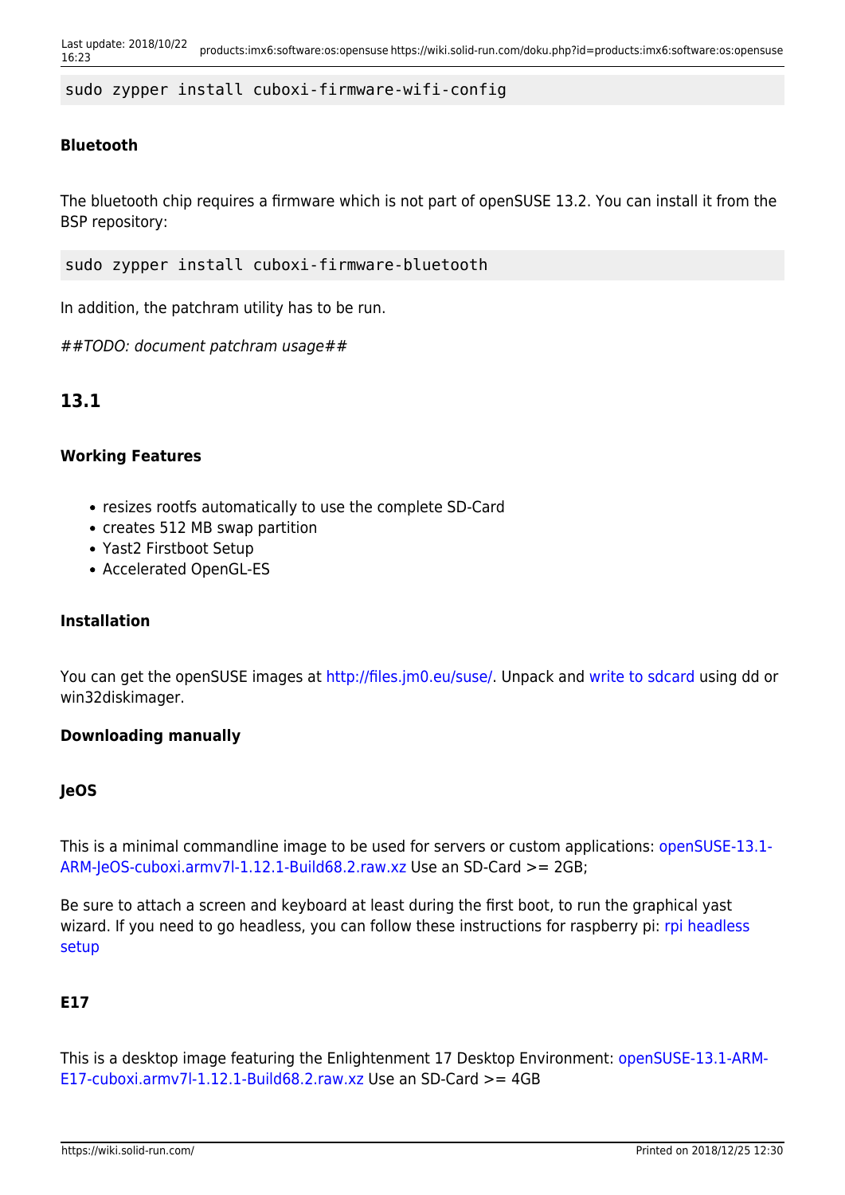```
sudo zypper install cuboxi-firmware-wifi-config
```

#### Bluetooth

The bluetooth chip requires a firmware which is not part of openSUSE 13.2. You can install it from the BSP repository:

```
sudo zypper install cuboxi-firmware-bluetooth
```

In addition, the patchram utility has to be run.

*##TODO: document patchram usage##*

## 13.1

#### Working Features

- resizes rootfs automatically to use the complete SD-Card
- creates 512 MB swap partition
- Yast2 Firstboot Setup
- Accelerated OpenGL-ES

#### Installation

You can get the openSUSE images at [http://files.jm0.eu/suse/](http://files.jm0.eu/suse/). Unpack and write to sdcard using dd or win32diskimager.

#### Downloading manually

#### JeOS

This is a minimal commandline image to be used for servers or custom applications: openSUSE-13.1-ARM-JeOS-cuboxi.armv7l-1.12.1-Build68.2.raw.xz Use an SD-Card >= 2GB;

Be sure to attach a screen and keyboard at least during the first boot, to run the graphical yast wizard. If you need to go headless, you can follow these instructions for raspberry pi: rpi headless setup

#### E17

This is a desktop image featuring the Enlightenment 17 Desktop Environment: openSUSE-13.1-ARM-E17-cuboxi.armv7l-1.12.1-Build68.2.raw.xz Use an SD-Card >= 4GB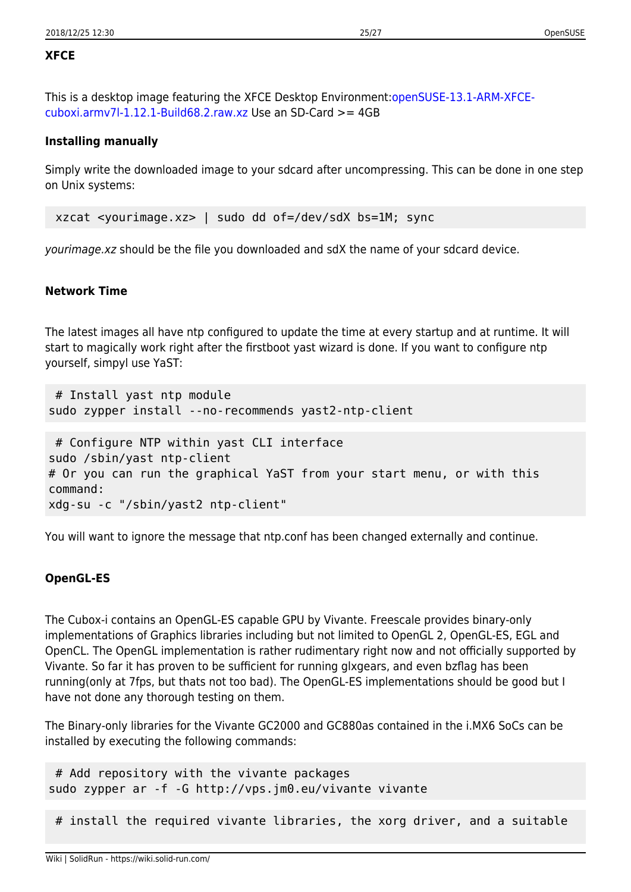#### XFCE

This is a desktop image featuring the XFCE Desktop Environment:openSUSE-13.1-ARM-XFCE-cuboxi.armv7l-1.12.1-Build68.2.raw.xz Use an SD-Card >= 4GB

#### Installing manually

Simply write the downloaded image to your sdcard after uncompressing. This can be done in one step on Unix systems:

```
xzcat <yourimage.xz> | sudo dd of=/dev/sdX bs=1M; sync
```

*yourimage.xz* should be the file you downloaded and sdX the name of your sdcard device.

#### Network Time

The latest images all have ntp configured to update the time at every startup and at runtime. It will start to magically work right after the firstboot yast wizard is done. If you want to configure ntp yourself, simpyl use YaST:

```
 # Install yast ntp module
sudo zypper install --no-recommends yast2-ntp-client
```

```
 # Configure NTP within yast CLI interface
sudo /sbin/yast ntp-client
# Or you can run the graphical YaST from your start menu, or with this
command:
xdg-su -c "/sbin/yast2 ntp-client"
```

You will want to ignore the message that ntp.conf has been changed externally and continue.

#### OpenGL-ES

The Cubox-i contains an OpenGL-ES capable GPU by Vivante. Freescale provides binary-only implementations of Graphics libraries including but not limited to OpenGL 2, OpenGL-ES, EGL and OpenCL. The OpenGL implementation is rather rudimentary right now and not officially supported by Vivante. So far it has proven to be sufficient for running glxgears, and even bzflag has been running(only at 7fps, but thats not too bad). The OpenGL-ES implementations should be good but I have not done any thorough testing on them.

The Binary-only libraries for the Vivante GC2000 and GC880as contained in the i.MX6 SoCs can be installed by executing the following commands:

```
 # Add repository with the vivante packages
sudo zypper ar -f -G http://vps.jm0.eu/vivante vivante
```

```
 # install the required vivante libraries, the xorg driver, and a suitable
```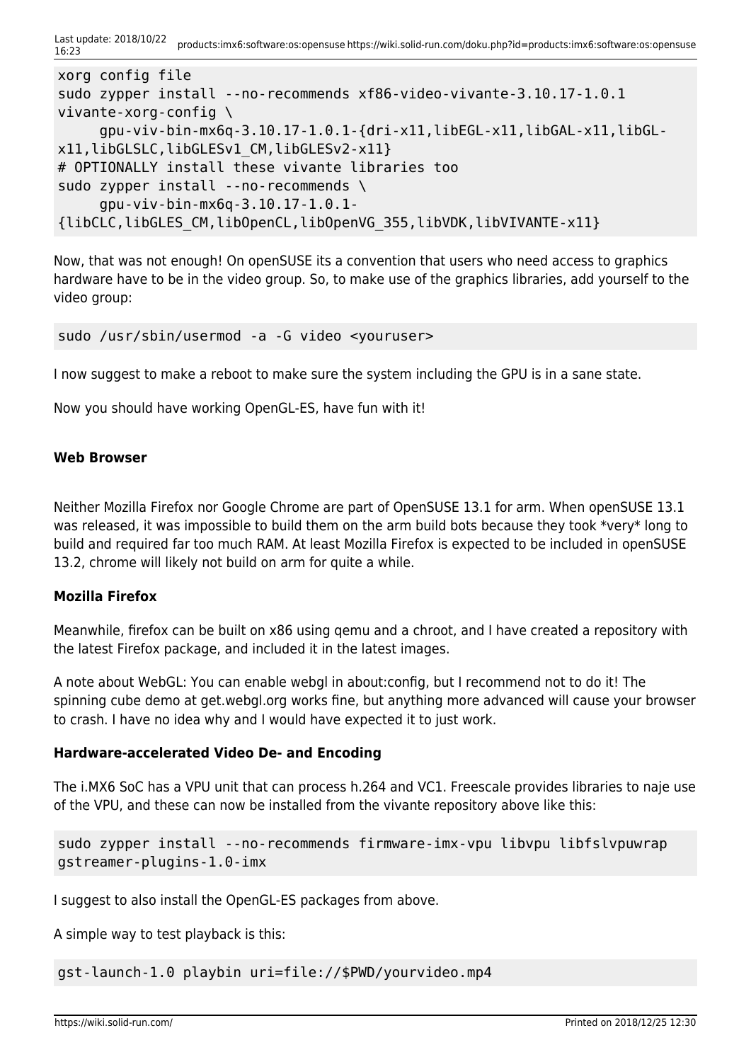```
xorg config file
sudo zypper install --no-recommends xf86-video-vivante-3.10.17-1.0.1
vivante-xorg-config \
     gpu-viv-bin-mx6q-3.10.17-1.0.1-{dri-x11,libEGL-x11,libGAL-x11,libGL-
x11,libGLSLC,libGLESv1_CM,libGLESv2-x11}
# OPTIONALLY install these vivante libraries too
sudo zypper install --no-recommends \
     gpu-viv-bin-mx6q-3.10.17-1.0.1-
{libCLC,libGLES_CM,libOpenCL,libOpenVG_355,libVDK,libVIVANTE-x11}
```

Now, that was not enough! On openSUSE its a convention that users who need access to graphics hardware have to be in the video group. So, to make use of the graphics libraries, add yourself to the video group:

```
sudo /usr/sbin/usermod -a -G video <youruser>
```

I now suggest to make a reboot to make sure the system including the GPU is in a sane state.

Now you should have working OpenGL-ES, have fun with it!

#### Web Browser

Neither Mozilla Firefox nor Google Chrome are part of OpenSUSE 13.1 for arm. When openSUSE 13.1 was released, it was impossible to build them on the arm build bots because they took *very* long to build and required far too much RAM. At least Mozilla Firefox is expected to be included in openSUSE 13.2, chrome will likely not build on arm for quite a while.

#### Mozilla Firefox

Meanwhile, firefox can be built on x86 using qemu and a chroot, and I have created a repository with the latest Firefox package, and included it in the latest images.

A note about WebGL: You can enable webgl in about:config, but I recommend not to do it! The spinning cube demo at get.webgl.org works fine, but anything more advanced will cause your browser to crash. I have no idea why and I would have expected it to just work.

#### Hardware-accelerated Video De- and Encoding

The i.MX6 SoC has a VPU unit that can process h.264 and VC1. Freescale provides libraries to naje use of the VPU, and these can now be installed from the vivante repository above like this:

```
sudo zypper install --no-recommends firmware-imx-vpu libvpu libfslvpuwrap
gstreamer-plugins-1.0-imx
```

I suggest to also install the OpenGL-ES packages from above.

A simple way to test playback is this:

```
gst-launch-1.0 playbin uri=file://$PWD/yourvideo.mp4
```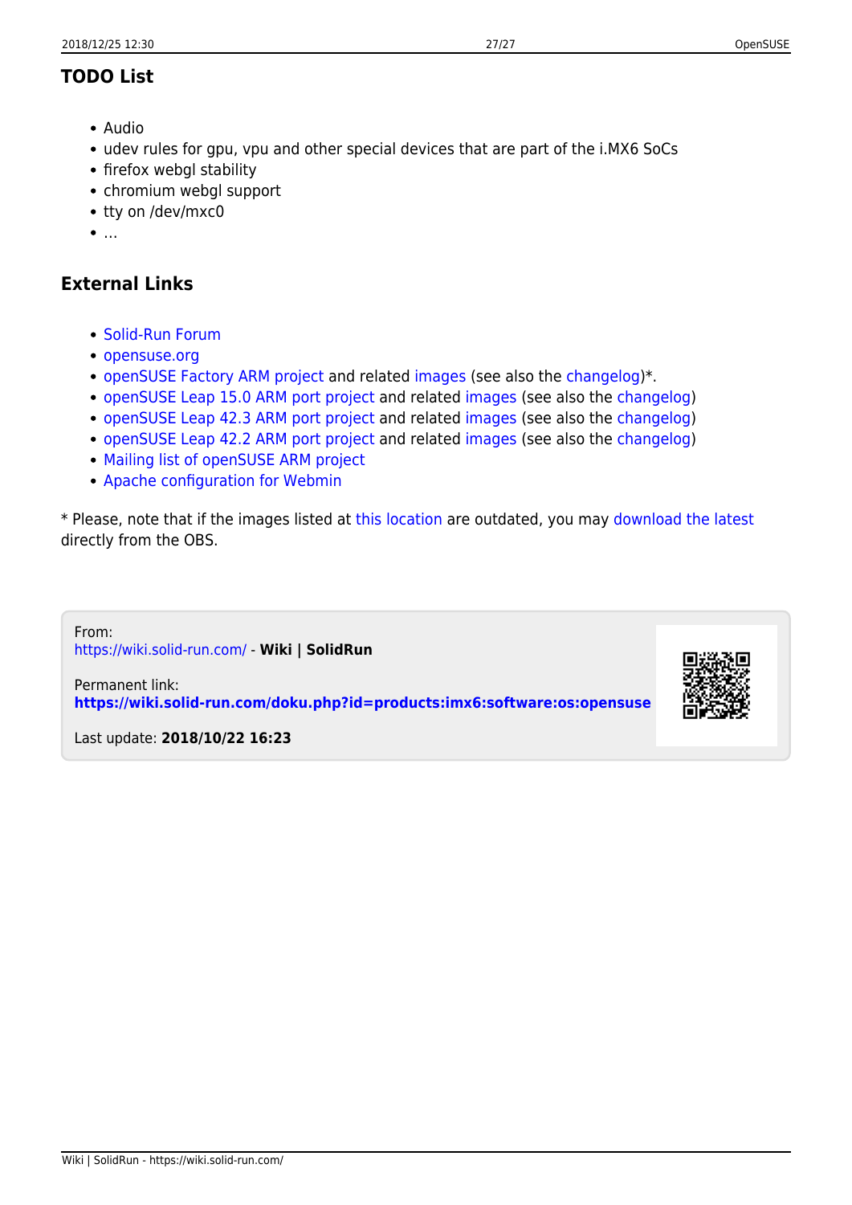## TODO List

- Audio
- udev rules for gpu, vpu and other special devices that are part of the i.MX6 SoCs
- firefox webgl stability
- chromium webgl support
- tty on /dev/mxc0
- …

## External Links

- Solid-Run Forum
- opensuse.org
- openSUSE Factory ARM project and related images (see also the changelog)*.
- openSUSE Leap 15.0 ARM port project and related images (see also the changelog)
- openSUSE Leap 42.3 ARM port project and related images (see also the changelog)
- openSUSE Leap 42.2 ARM port project and related images (see also the changelog)
- Mailing list of openSUSE ARM project
- Apache configuration for Webmin

* Please, note that if the images listed at this location are outdated, you may download the latest directly from the OBS.

From:
https://wiki.solid-run.com/ - **Wiki | SolidRun**

Permanent link:
**https://wiki.solid-run.com/doku.php?id=products:imx6:software:os:opensuse**

Last update: **2018/10/22 16:23**